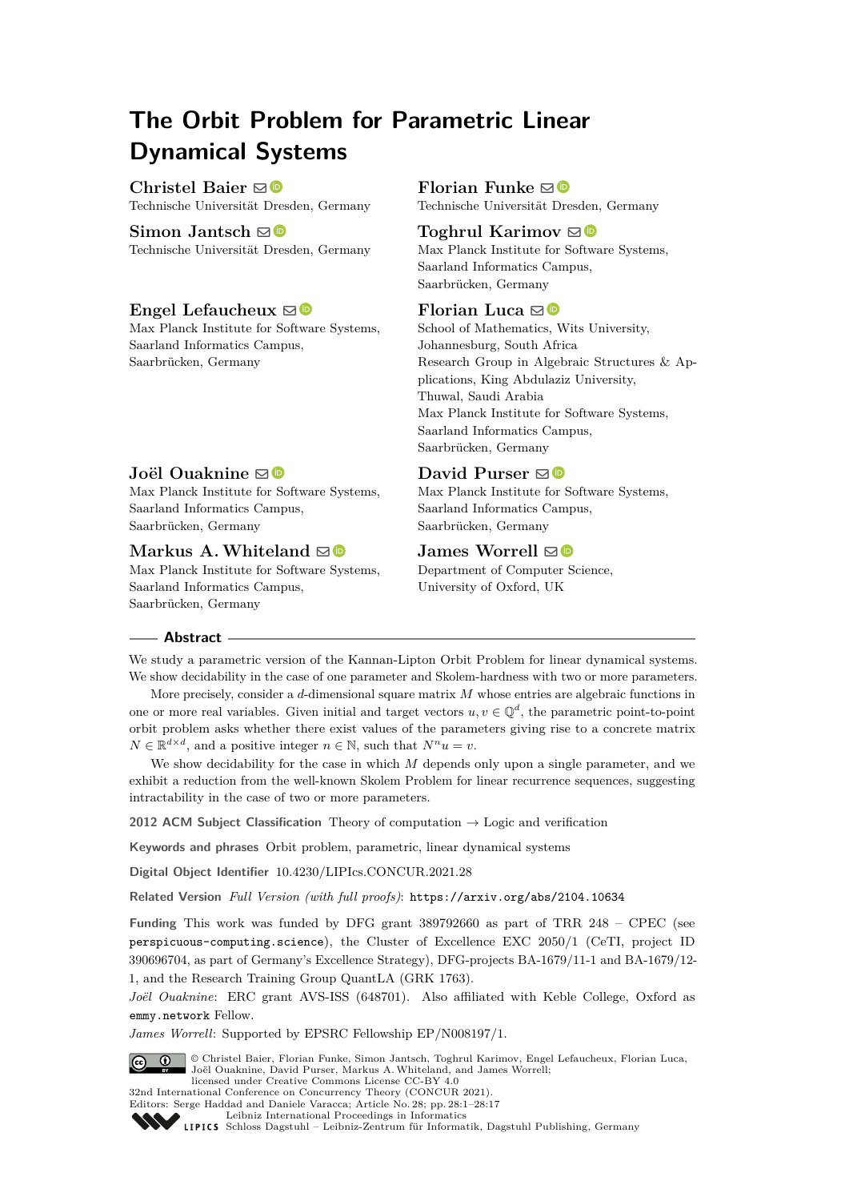# The Orbit Problem for Parametric Linear Dynamical Systems

**Christel Baier**
Technische Universität Dresden, Germany

**Florian Funke**
Technische Universität Dresden, Germany

**Simon Jantsch**
Technische Universität Dresden, Germany

**Toghrul Karimov**
Max Planck Institute for Software Systems, Saarland Informatics Campus, Saarbrücken, Germany

**Engel Lefaucheux**
Max Planck Institute for Software Systems, Saarland Informatics Campus, Saarbrücken, Germany

**Florian Luca**
School of Mathematics, Wits University, Johannesburg, South Africa
Research Group in Algebraic Structures & Applications, King Abdulaziz University, Thuwal, Saudi Arabia
Max Planck Institute for Software Systems, Saarland Informatics Campus, Saarbrücken, Germany

**Joël Ouaknine**
Max Planck Institute for Software Systems, Saarland Informatics Campus, Saarbrücken, Germany

**David Purser**
Max Planck Institute for Software Systems, Saarland Informatics Campus, Saarbrücken, Germany

**Markus A. Whiteland**
Max Planck Institute for Software Systems, Saarland Informatics Campus, Saarbrücken, Germany

**James Worrell**
Department of Computer Science, University of Oxford, UK

## Abstract

We study a parametric version of the Kannan-Lipton Orbit Problem for linear dynamical systems. We show decidability in the case of one parameter and Skolem-hardness with two or more parameters.

More precisely, consider a $d$-dimensional square matrix $M$ whose entries are algebraic functions in one or more real variables. Given initial and target vectors $u, v \in \mathbb{Q}^d$, the parametric point-to-point orbit problem asks whether there exist values of the parameters giving rise to a concrete matrix $N \in \mathbb{R}^{d \times d}$, and a positive integer $n \in \mathbb{N}$, such that $N^n u = v$.

We show decidability for the case in which $M$ depends only upon a single parameter, and we exhibit a reduction from the well-known Skolem Problem for linear recurrence sequences, suggesting intractability in the case of two or more parameters.

**2012 ACM Subject Classification** Theory of computation → Logic and verification

**Keywords and phrases** Orbit problem, parametric, linear dynamical systems

**Digital Object Identifier** 10.4230/LIPIcs.CONCUR.2021.28

**Related Version** *Full Version (with full proofs)*: https://arxiv.org/abs/2104.10634

**Funding** This work was funded by DFG grant 389792660 as part of TRR 248 – CPEC (see perspicuous-computing.science), the Cluster of Excellence EXC 2050/1 (CeTI, project ID 390696704, as part of Germany's Excellence Strategy), DFG-projects BA-1679/11-1 and BA-1679/12-1, and the Research Training Group QuantLA (GRK 1763).

*Joël Ouaknine*: ERC grant AVS-ISS (648701). Also affiliated with Keble College, Oxford as emmy.network Fellow.

*James Worrell*: Supported by EPSRC Fellowship EP/N008197/1.

© Christel Baier, Florian Funke, Simon Jantsch, Toghrul Karimov, Engel Lefaucheux, Florian Luca, Joël Ouaknine, David Purser, Markus A. Whiteland, and James Worrell; licensed under Creative Commons License CC-BY 4.0

32nd International Conference on Concurrency Theory (CONCUR 2021).
Editors: Serge Haddad and Daniele Varacca; Article No. 28; pp. 28:1–28:17
Leibniz International Proceedings in Informatics
Schloss Dagstuhl – Leibniz-Zentrum für Informatik, Dagstuhl Publishing, Germany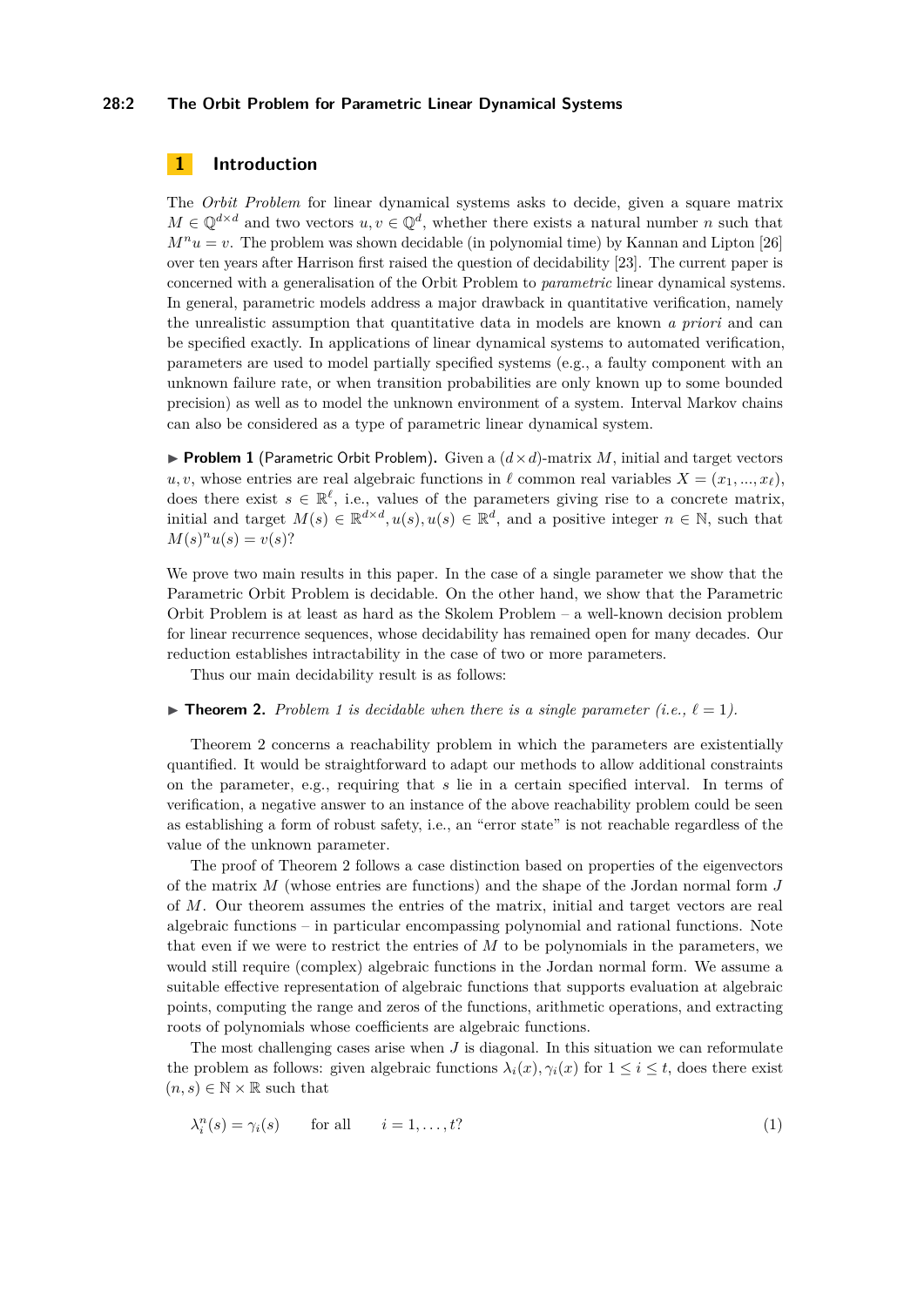## 1 Introduction

The *Orbit Problem* for linear dynamical systems asks to decide, given a square matrix $M \in \mathbb{Q}^{d\times d}$ and two vectors $u, v \in \mathbb{Q}^d$, whether there exists a natural number $n$ such that $M^n u = v$. The problem was shown decidable (in polynomial time) by Kannan and Lipton [26] over ten years after Harrison first raised the question of decidability [23]. The current paper is concerned with a generalisation of the Orbit Problem to *parametric* linear dynamical systems. In general, parametric models address a major drawback in quantitative verification, namely the unrealistic assumption that quantitative data in models are known *a priori* and can be specified exactly. In applications of linear dynamical systems to automated verification, parameters are used to model partially specified systems (e.g., a faulty component with an unknown failure rate, or when transition probabilities are only known up to some bounded precision) as well as to model the unknown environment of a system. Interval Markov chains can also be considered as a type of parametric linear dynamical system.

▶ **Problem 1** (Parametric Orbit Problem)**.** Given a $(d\times d)$-matrix $M$, initial and target vectors $u, v$, whose entries are real algebraic functions in $\ell$ common real variables $X = (x_1, ..., x_\ell)$, does there exist $s \in \mathbb{R}^\ell$, i.e., values of the parameters giving rise to a concrete matrix, initial and target $M(s) \in \mathbb{R}^{d\times d}, u(s), u(s) \in \mathbb{R}^d$, and a positive integer $n \in \mathbb{N}$, such that $M(s)^n u(s) = v(s)$?

We prove two main results in this paper. In the case of a single parameter we show that the Parametric Orbit Problem is decidable. On the other hand, we show that the Parametric Orbit Problem is at least as hard as the Skolem Problem – a well-known decision problem for linear recurrence sequences, whose decidability has remained open for many decades. Our reduction establishes intractability in the case of two or more parameters.

Thus our main decidability result is as follows:

▶ **Theorem 2.** *Problem 1 is decidable when there is a single parameter (i.e., $\ell = 1$).*

Theorem 2 concerns a reachability problem in which the parameters are existentially quantified. It would be straightforward to adapt our methods to allow additional constraints on the parameter, e.g., requiring that $s$ lie in a certain specified interval. In terms of verification, a negative answer to an instance of the above reachability problem could be seen as establishing a form of robust safety, i.e., an "error state" is not reachable regardless of the value of the unknown parameter.

The proof of Theorem 2 follows a case distinction based on properties of the eigenvectors of the matrix $M$ (whose entries are functions) and the shape of the Jordan normal form $J$ of $M$. Our theorem assumes the entries of the matrix, initial and target vectors are real algebraic functions – in particular encompassing polynomial and rational functions. Note that even if we were to restrict the entries of $M$ to be polynomials in the parameters, we would still require (complex) algebraic functions in the Jordan normal form. We assume a suitable effective representation of algebraic functions that supports evaluation at algebraic points, computing the range and zeros of the functions, arithmetic operations, and extracting roots of polynomials whose coefficients are algebraic functions.

The most challenging cases arise when $J$ is diagonal. In this situation we can reformulate the problem as follows: given algebraic functions $\lambda_i(x), \gamma_i(x)$ for $1 \le i \le t$, does there exist $(n, s) \in \mathbb{N} \times \mathbb{R}$ such that

$$\lambda_i^n(s) = \gamma_i(s) \qquad \text{for all} \qquad i = 1, \ldots, t? \tag{1}$$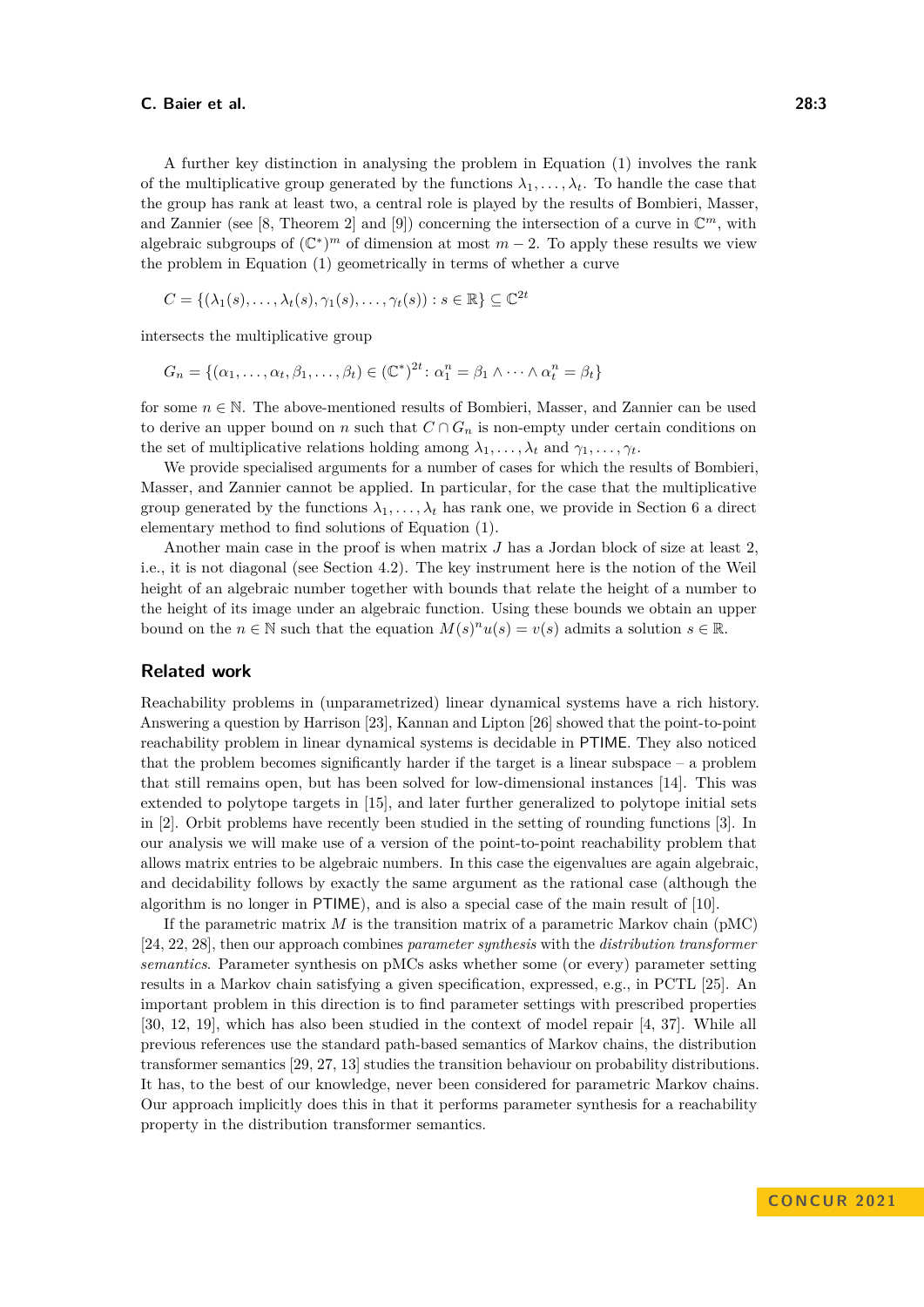A further key distinction in analysing the problem in Equation (1) involves the rank of the multiplicative group generated by the functions $\lambda_1, \ldots, \lambda_t$. To handle the case that the group has rank at least two, a central role is played by the results of Bombieri, Masser, and Zannier (see [8, Theorem 2] and [9]) concerning the intersection of a curve in $\mathbb{C}^m$, with algebraic subgroups of $(\mathbb{C}^*)^m$ of dimension at most $m-2$. To apply these results we view the problem in Equation (1) geometrically in terms of whether a curve

$$C = \{(\lambda_1(s), \ldots, \lambda_t(s), \gamma_1(s), \ldots, \gamma_t(s)) : s \in \mathbb{R}\} \subseteq \mathbb{C}^{2t}$$

intersects the multiplicative group

$$G_n = \{(\alpha_1, \ldots, \alpha_t, \beta_1, \ldots, \beta_t) \in (\mathbb{C}^*)^{2t} \colon \alpha_1^n = \beta_1 \wedge \cdots \wedge \alpha_t^n = \beta_t\}$$

for some $n \in \mathbb{N}$. The above-mentioned results of Bombieri, Masser, and Zannier can be used to derive an upper bound on $n$ such that $C \cap G_n$ is non-empty under certain conditions on the set of multiplicative relations holding among $\lambda_1, \ldots, \lambda_t$ and $\gamma_1, \ldots, \gamma_t$.

We provide specialised arguments for a number of cases for which the results of Bombieri, Masser, and Zannier cannot be applied. In particular, for the case that the multiplicative group generated by the functions $\lambda_1, \ldots, \lambda_t$ has rank one, we provide in Section 6 a direct elementary method to find solutions of Equation (1).

Another main case in the proof is when matrix $J$ has a Jordan block of size at least 2, i.e., it is not diagonal (see Section 4.2). The key instrument here is the notion of the Weil height of an algebraic number together with bounds that relate the height of a number to the height of its image under an algebraic function. Using these bounds we obtain an upper bound on the $n \in \mathbb{N}$ such that the equation $M(s)^n u(s) = v(s)$ admits a solution $s \in \mathbb{R}$.

## Related work

Reachability problems in (unparametrized) linear dynamical systems have a rich history. Answering a question by Harrison [23], Kannan and Lipton [26] showed that the point-to-point reachability problem in linear dynamical systems is decidable in PTIME. They also noticed that the problem becomes significantly harder if the target is a linear subspace – a problem that still remains open, but has been solved for low-dimensional instances [14]. This was extended to polytope targets in [15], and later further generalized to polytope initial sets in [2]. Orbit problems have recently been studied in the setting of rounding functions [3]. In our analysis we will make use of a version of the point-to-point reachability problem that allows matrix entries to be algebraic numbers. In this case the eigenvalues are again algebraic, and decidability follows by exactly the same argument as the rational case (although the algorithm is no longer in PTIME), and is also a special case of the main result of [10].

If the parametric matrix $M$ is the transition matrix of a parametric Markov chain (pMC) [24, 22, 28], then our approach combines *parameter synthesis* with the *distribution transformer semantics*. Parameter synthesis on pMCs asks whether some (or every) parameter setting results in a Markov chain satisfying a given specification, expressed, e.g., in PCTL [25]. An important problem in this direction is to find parameter settings with prescribed properties [30, 12, 19], which has also been studied in the context of model repair [4, 37]. While all previous references use the standard path-based semantics of Markov chains, the distribution transformer semantics [29, 27, 13] studies the transition behaviour on probability distributions. It has, to the best of our knowledge, never been considered for parametric Markov chains. Our approach implicitly does this in that it performs parameter synthesis for a reachability property in the distribution transformer semantics.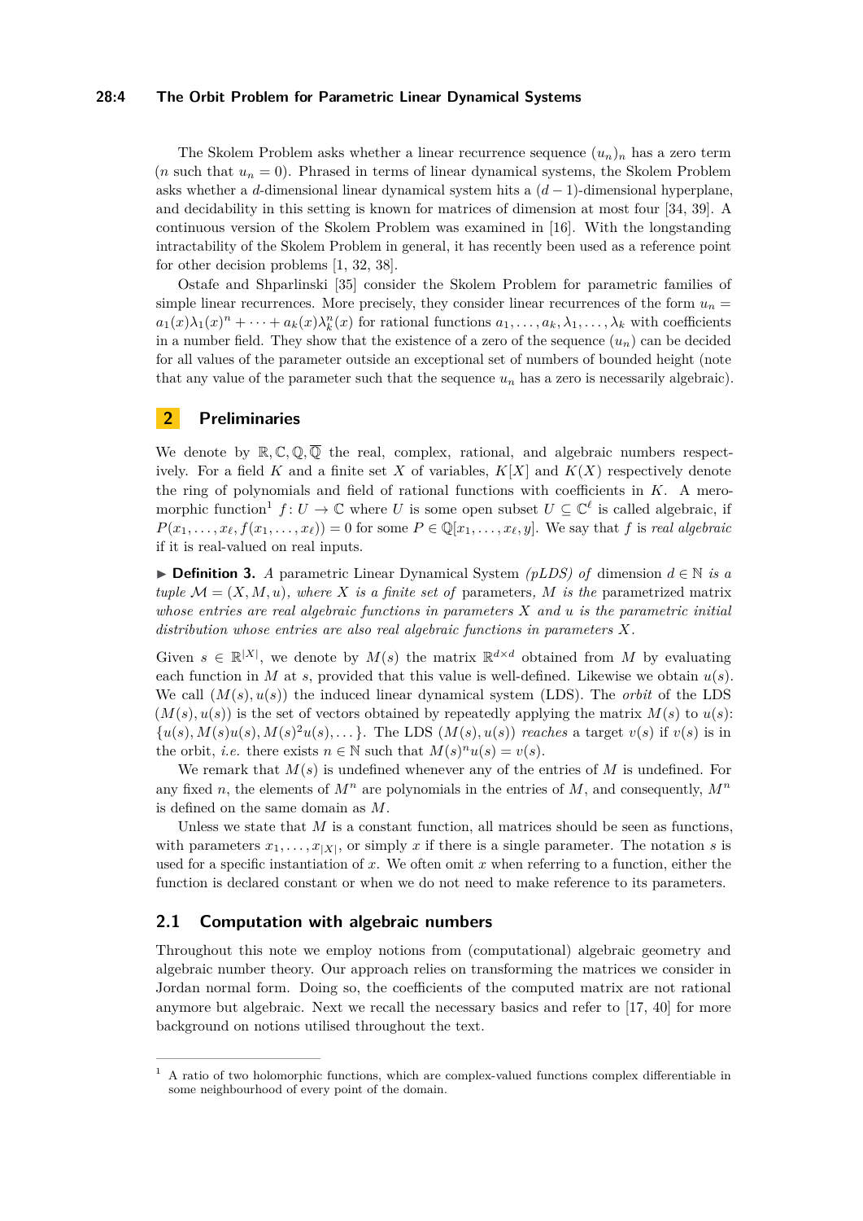The Skolem Problem asks whether a linear recurrence sequence $(u_n)_n$ has a zero term ($n$ such that $u_n = 0$). Phrased in terms of linear dynamical systems, the Skolem Problem asks whether a $d$-dimensional linear dynamical system hits a $(d-1)$-dimensional hyperplane, and decidability in this setting is known for matrices of dimension at most four [34, 39]. A continuous version of the Skolem Problem was examined in [16]. With the longstanding intractability of the Skolem Problem in general, it has recently been used as a reference point for other decision problems [1, 32, 38].

Ostafe and Shparlinski [35] consider the Skolem Problem for parametric families of simple linear recurrences. More precisely, they consider linear recurrences of the form $u_n = a_1(x)\lambda_1(x)^n + \cdots + a_k(x)\lambda_k^n(x)$ for rational functions $a_1, \ldots, a_k, \lambda_1, \ldots, \lambda_k$ with coefficients in a number field. They show that the existence of a zero of the sequence $(u_n)$ can be decided for all values of the parameter outside an exceptional set of numbers of bounded height (note that any value of the parameter such that the sequence $u_n$ has a zero is necessarily algebraic).

## 2 Preliminaries

We denote by $\mathbb{R}, \mathbb{C}, \mathbb{Q}, \overline{\mathbb{Q}}$ the real, complex, rational, and algebraic numbers respectively. For a field $K$ and a finite set $X$ of variables, $K[X]$ and $K(X)$ respectively denote the ring of polynomials and field of rational functions with coefficients in $K$. A meromorphic function[1] $f \colon U \to \mathbb{C}$ where $U$ is some open subset $U \subseteq \mathbb{C}^\ell$ is called algebraic, if $P(x_1, \ldots, x_\ell, f(x_1, \ldots, x_\ell)) = 0$ for some $P \in \mathbb{Q}[x_1, \ldots, x_\ell, y]$. We say that $f$ is *real algebraic* if it is real-valued on real inputs.

▶ **Definition 3.** *A* parametric Linear Dynamical System *(pLDS) of dimension $d \in \mathbb{N}$ is a tuple $\mathcal{M} = (X, M, u)$, where $X$ is a finite set of* parameters*, $M$ is the* parametrized matrix *whose entries are real algebraic functions in parameters $X$ and $u$ is the parametric initial distribution whose entries are also real algebraic functions in parameters $X$.*

Given $s \in \mathbb{R}^{|X|}$, we denote by $M(s)$ the matrix $\mathbb{R}^{d\times d}$ obtained from $M$ by evaluating each function in $M$ at $s$, provided that this value is well-defined. Likewise we obtain $u(s)$. We call $(M(s), u(s))$ the induced linear dynamical system (LDS). The *orbit* of the LDS $(M(s), u(s))$ is the set of vectors obtained by repeatedly applying the matrix $M(s)$ to $u(s)$: $\{u(s), M(s)u(s), M(s)^2u(s), \ldots\}$. The LDS $(M(s), u(s))$ *reaches* a target $v(s)$ if $v(s)$ is in the orbit, *i.e.* there exists $n \in \mathbb{N}$ such that $M(s)^n u(s) = v(s)$.

We remark that $M(s)$ is undefined whenever any of the entries of $M$ is undefined. For any fixed $n$, the elements of $M^n$ are polynomials in the entries of $M$, and consequently, $M^n$ is defined on the same domain as $M$.

Unless we state that $M$ is a constant function, all matrices should be seen as functions, with parameters $x_1, \ldots, x_{|X|}$, or simply $x$ if there is a single parameter. The notation $s$ is used for a specific instantiation of $x$. We often omit $x$ when referring to a function, either the function is declared constant or when we do not need to make reference to its parameters.

### 2.1 Computation with algebraic numbers

Throughout this note we employ notions from (computational) algebraic geometry and algebraic number theory. Our approach relies on transforming the matrices we consider in Jordan normal form. Doing so, the coefficients of the computed matrix are not rational anymore but algebraic. Next we recall the necessary basics and refer to [17, 40] for more background on notions utilised throughout the text.

---

[1] A ratio of two holomorphic functions, which are complex-valued functions complex differentiable in some neighbourhood of every point of the domain.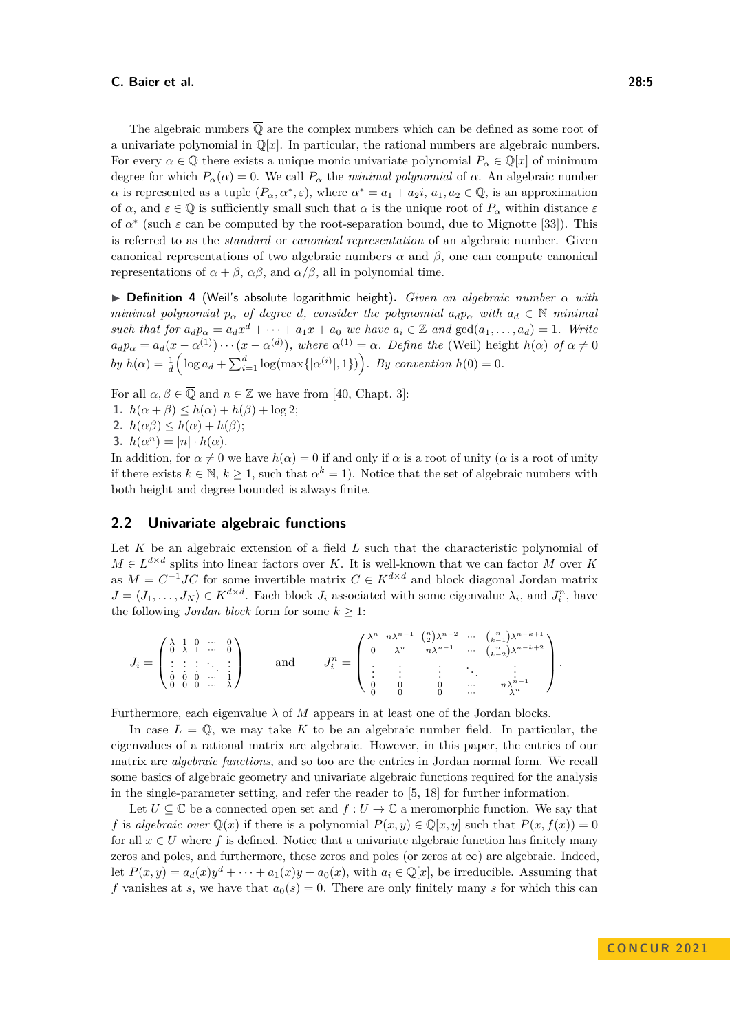The algebraic numbers $\overline{\mathbb{Q}}$ are the complex numbers which can be defined as some root of a univariate polynomial in $\mathbb{Q}[x]$. In particular, the rational numbers are algebraic numbers. For every $\alpha \in \overline{\mathbb{Q}}$ there exists a unique monic univariate polynomial $P_\alpha \in \mathbb{Q}[x]$ of minimum degree for which $P_\alpha(\alpha) = 0$. We call $P_\alpha$ the *minimal polynomial* of $\alpha$. An algebraic number $\alpha$ is represented as a tuple $(P_\alpha, \alpha^*, \varepsilon)$, where $\alpha^* = a_1 + a_2 i$, $a_1, a_2 \in \mathbb{Q}$, is an approximation of $\alpha$, and $\varepsilon \in \mathbb{Q}$ is sufficiently small such that $\alpha$ is the unique root of $P_\alpha$ within distance $\varepsilon$ of $\alpha^*$ (such $\varepsilon$ can be computed by the root-separation bound, due to Mignotte [33]). This is referred to as the *standard* or *canonical representation* of an algebraic number. Given canonical representations of two algebraic numbers $\alpha$ and $\beta$, one can compute canonical representations of $\alpha + \beta$, $\alpha\beta$, and $\alpha/\beta$, all in polynomial time.

▶ **Definition 4** (Weil's absolute logarithmic height). *Given an algebraic number $\alpha$ with minimal polynomial $p_\alpha$ of degree $d$, consider the polynomial $a_d p_\alpha$ with $a_d \in \mathbb{N}$ minimal such that for $a_d p_\alpha = a_d x^d + \cdots + a_1 x + a_0$ we have $a_i \in \mathbb{Z}$ and $\gcd(a_1, \ldots, a_d) = 1$. Write $a_d p_\alpha = a_d(x - \alpha^{(1)}) \cdots (x - \alpha^{(d)})$, where $\alpha^{(1)} = \alpha$. Define the* (Weil) *height $h(\alpha)$ of $\alpha \neq 0$ by $h(\alpha) = \frac{1}{d}\Big(\log a_d + \sum_{i=1}^{d} \log(\max\{|\alpha^{(i)}|, 1\})\Big)$. By convention $h(0) = 0$.*

For all $\alpha, \beta \in \overline{\mathbb{Q}}$ and $n \in \mathbb{Z}$ we have from [40, Chapt. 3]:

1. $h(\alpha + \beta) \leq h(\alpha) + h(\beta) + \log 2$;
2. $h(\alpha\beta) \leq h(\alpha) + h(\beta)$;
3. $h(\alpha^n) = |n| \cdot h(\alpha)$.

In addition, for $\alpha \neq 0$ we have $h(\alpha) = 0$ if and only if $\alpha$ is a root of unity ($\alpha$ is a root of unity if there exists $k \in \mathbb{N}$, $k \geq 1$, such that $\alpha^k = 1$). Notice that the set of algebraic numbers with both height and degree bounded is always finite.

## 2.2 Univariate algebraic functions

Let $K$ be an algebraic extension of a field $L$ such that the characteristic polynomial of $M \in L^{d\times d}$ splits into linear factors over $K$. It is well-known that we can factor $M$ over $K$ as $M = C^{-1}JC$ for some invertible matrix $C \in K^{d\times d}$ and block diagonal Jordan matrix $J = \langle J_1, \ldots, J_N \rangle \in K^{d\times d}$. Each block $J_i$ associated with some eigenvalue $\lambda_i$, and $J_i^n$, have the following *Jordan block* form for some $k \geq 1$:

$$J_i = \begin{pmatrix} \lambda & 1 & 0 & \cdots & 0 \\ 0 & \lambda & 1 & \cdots & 0 \\ \vdots & \vdots & \vdots & \ddots & \vdots \\ 0 & 0 & 0 & \cdots & 1 \\ 0 & 0 & 0 & \cdots & \lambda \end{pmatrix} \qquad \text{and} \qquad J_i^n = \begin{pmatrix} \lambda^n & n\lambda^{n-1} & \binom{n}{2}\lambda^{n-2} & \cdots & \binom{n}{k-1}\lambda^{n-k+1} \\ 0 & \lambda^n & n\lambda^{n-1} & \cdots & \binom{n}{k-2}\lambda^{n-k+2} \\ \vdots & \vdots & \vdots & \ddots & \vdots \\ 0 & 0 & 0 & \cdots & n\lambda^{n-1} \\ 0 & 0 & 0 & \cdots & \lambda^n \end{pmatrix}.$$

Furthermore, each eigenvalue $\lambda$ of $M$ appears in at least one of the Jordan blocks.

In case $L = \mathbb{Q}$, we may take $K$ to be an algebraic number field. In particular, the eigenvalues of a rational matrix are algebraic. However, in this paper, the entries of our matrix are *algebraic functions*, and so too are the entries in Jordan normal form. We recall some basics of algebraic geometry and univariate algebraic functions required for the analysis in the single-parameter setting, and refer the reader to [5, 18] for further information.

Let $U \subseteq \mathbb{C}$ be a connected open set and $f : U \to \mathbb{C}$ a meromorphic function. We say that $f$ is *algebraic over* $\mathbb{Q}(x)$ if there is a polynomial $P(x, y) \in \mathbb{Q}[x, y]$ such that $P(x, f(x)) = 0$ for all $x \in U$ where $f$ is defined. Notice that a univariate algebraic function has finitely many zeros and poles, and furthermore, these zeros and poles (or zeros at $\infty$) are algebraic. Indeed, let $P(x, y) = a_d(x)y^d + \cdots + a_1(x)y + a_0(x)$, with $a_i \in \mathbb{Q}[x]$, be irreducible. Assuming that $f$ vanishes at $s$, we have that $a_0(s) = 0$. There are only finitely many $s$ for which this can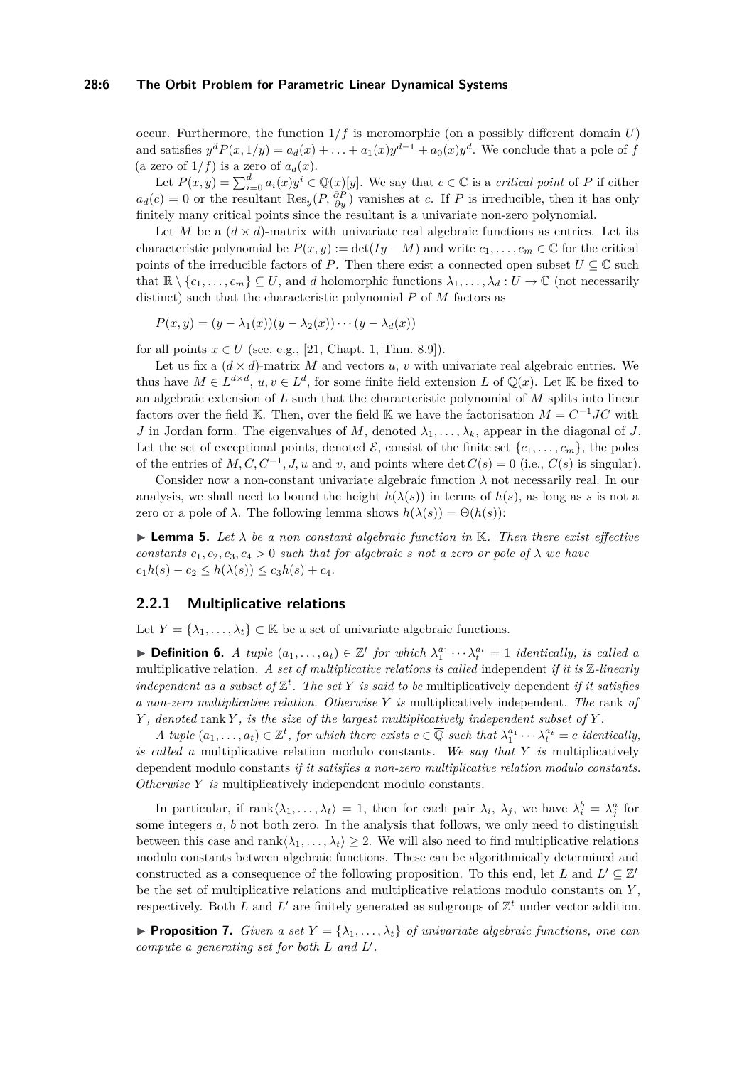occur. Furthermore, the function $1/f$ is meromorphic (on a possibly different domain $U$) and satisfies $y^d P(x, 1/y) = a_d(x) + \ldots + a_1(x)y^{d-1} + a_0(x)y^d$. We conclude that a pole of $f$ (a zero of $1/f$) is a zero of $a_d(x)$.

Let $P(x,y) = \sum_{i=0}^d a_i(x)y^i \in \mathbb{Q}(x)[y]$. We say that $c \in \mathbb{C}$ is a *critical point* of $P$ if either $a_d(c) = 0$ or the resultant $\mathrm{Res}_y(P, \frac{\partial P}{\partial y})$ vanishes at $c$. If $P$ is irreducible, then it has only finitely many critical points since the resultant is a univariate non-zero polynomial.

Let $M$ be a $(d \times d)$-matrix with univariate real algebraic functions as entries. Let its characteristic polynomial be $P(x,y) := \det(Iy - M)$ and write $c_1, \ldots, c_m \in \mathbb{C}$ for the critical points of the irreducible factors of $P$. Then there exist a connected open subset $U \subseteq \mathbb{C}$ such that $\mathbb{R} \setminus \{c_1, \ldots, c_m\} \subseteq U$, and $d$ holomorphic functions $\lambda_1, \ldots, \lambda_d : U \to \mathbb{C}$ (not necessarily distinct) such that the characteristic polynomial $P$ of $M$ factors as

$$P(x,y) = (y - \lambda_1(x))(y - \lambda_2(x)) \cdots (y - \lambda_d(x))$$

for all points $x \in U$ (see, e.g., [21, Chapt. 1, Thm. 8.9]).

Let us fix a $(d \times d)$-matrix $M$ and vectors $u$, $v$ with univariate real algebraic entries. We thus have $M \in L^{d \times d}$, $u, v \in L^d$, for some finite field extension $L$ of $\mathbb{Q}(x)$. Let $\mathbb{K}$ be fixed to an algebraic extension of $L$ such that the characteristic polynomial of $M$ splits into linear factors over the field $\mathbb{K}$. Then, over the field $\mathbb{K}$ we have the factorisation $M = C^{-1}JC$ with $J$ in Jordan form. The eigenvalues of $M$, denoted $\lambda_1, \ldots, \lambda_k$, appear in the diagonal of $J$. Let the set of exceptional points, denoted $\mathcal{E}$, consist of the finite set $\{c_1, \ldots, c_m\}$, the poles of the entries of $M, C, C^{-1}, J, u$ and $v$, and points where $\det C(s) = 0$ (i.e., $C(s)$ is singular).

Consider now a non-constant univariate algebraic function $\lambda$ not necessarily real. In our analysis, we shall need to bound the height $h(\lambda(s))$ in terms of $h(s)$, as long as $s$ is not a zero or a pole of $\lambda$. The following lemma shows $h(\lambda(s)) = \Theta(h(s))$:

▶ **Lemma 5.** *Let $\lambda$ be a non constant algebraic function in $\mathbb{K}$. Then there exist effective constants $c_1, c_2, c_3, c_4 > 0$ such that for algebraic $s$ not a zero or pole of $\lambda$ we have $c_1 h(s) - c_2 \leq h(\lambda(s)) \leq c_3 h(s) + c_4$.*

### 2.2.1 Multiplicative relations

Let $Y = \{\lambda_1, \ldots, \lambda_t\} \subset \mathbb{K}$ be a set of univariate algebraic functions.

▶ **Definition 6.** *A tuple $(a_1, \ldots, a_t) \in \mathbb{Z}^t$ for which $\lambda_1^{a_1} \cdots \lambda_t^{a_t} = 1$ identically, is called a* multiplicative relation. *A set of multiplicative relations is called* independent *if it is $\mathbb{Z}$-linearly independent as a subset of $\mathbb{Z}^t$. The set $Y$ is said to be* multiplicatively dependent *if it satisfies a non-zero multiplicative relation. Otherwise $Y$ is* multiplicatively independent. *The* rank *of $Y$, denoted* $\mathrm{rank}\, Y$*, is the size of the largest multiplicatively independent subset of $Y$.*

*A tuple $(a_1, \ldots, a_t) \in \mathbb{Z}^t$, for which there exists $c \in \overline{\mathbb{Q}}$ such that $\lambda_1^{a_1} \cdots \lambda_t^{a_t} = c$ identically, is called a* multiplicative relation modulo constants. *We say that $Y$ is* multiplicatively dependent modulo constants *if it satisfies a non-zero multiplicative relation modulo constants. Otherwise $Y$ is* multiplicatively independent modulo constants.

In particular, if $\mathrm{rank}\langle \lambda_1, \ldots, \lambda_t \rangle = 1$, then for each pair $\lambda_i$, $\lambda_j$, we have $\lambda_i^b = \lambda_j^a$ for some integers $a$, $b$ not both zero. In the analysis that follows, we only need to distinguish between this case and $\mathrm{rank}\langle \lambda_1, \ldots, \lambda_t \rangle \geq 2$. We will also need to find multiplicative relations modulo constants between algebraic functions. These can be algorithmically determined and constructed as a consequence of the following proposition. To this end, let $L$ and $L' \subseteq \mathbb{Z}^t$ be the set of multiplicative relations and multiplicative relations modulo constants on $Y$, respectively. Both $L$ and $L'$ are finitely generated as subgroups of $\mathbb{Z}^t$ under vector addition.

▶ **Proposition 7.** *Given a set $Y = \{\lambda_1, \ldots, \lambda_t\}$ of univariate algebraic functions, one can compute a generating set for both $L$ and $L'$.*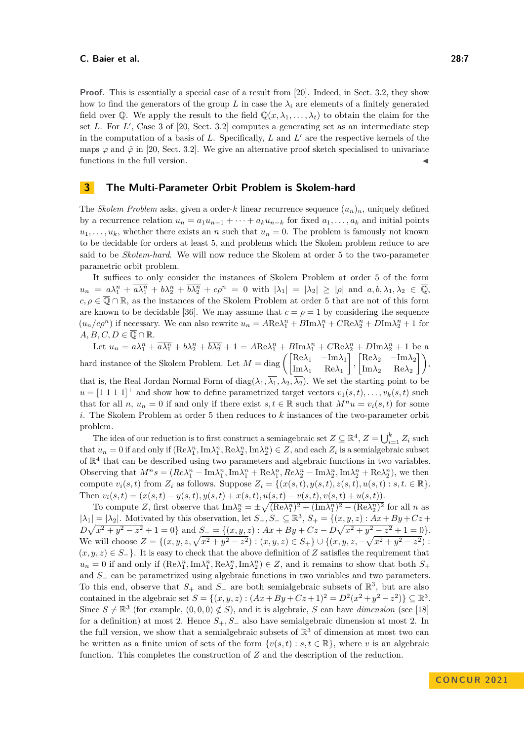**Proof.** This is essentially a special case of a result from [20]. Indeed, in Sect. 3.2, they show how to find the generators of the group $L$ in case the $\lambda_i$ are elements of a finitely generated field over $\mathbb{Q}$. We apply the result to the field $\mathbb{Q}(x, \lambda_1, \ldots, \lambda_t)$ to obtain the claim for the set $L$. For $L'$, Case 3 of [20, Sect. 3.2] computes a generating set as an intermediate step in the computation of a basis of $L$. Specifically, $L$ and $L'$ are the respective kernels of the maps $\varphi$ and $\tilde{\varphi}$ in [20, Sect. 3.2]. We give an alternative proof sketch specialised to univariate functions in the full version. ◀

## 3 The Multi-Parameter Orbit Problem is Skolem-hard

The *Skolem Problem* asks, given a order-$k$ linear recurrence sequence $(u_n)_n$, uniquely defined by a recurrence relation $u_n = a_1 u_{n-1} + \cdots + a_k u_{n-k}$ for fixed $a_1, \ldots, a_k$ and initial points $u_1, \ldots, u_k$, whether there exists an $n$ such that $u_n = 0$. The problem is famously not known to be decidable for orders at least 5, and problems which the Skolem problem reduce to are said to be *Skolem-hard*. We will now reduce the Skolem at order 5 to the two-parameter parametric orbit problem.

It suffices to only consider the instances of Skolem Problem at order 5 of the form $u_n = a\lambda_1^n + \overline{a\lambda_1^n} + b\lambda_2^n + \overline{b\lambda_2^n} + c\rho^n = 0$ with $|\lambda_1| = |\lambda_2| \geq |\rho|$ and $a, b, \lambda_1, \lambda_2 \in \overline{\mathbb{Q}}$, $c, \rho \in \overline{\mathbb{Q}} \cap \mathbb{R}$, as the instances of the Skolem Problem at order 5 that are not of this form are known to be decidable [36]. We may assume that $c = \rho = 1$ by considering the sequence $(u_n / c\rho^n)$ if necessary. We can also rewrite $u_n = A\mathrm{Re}\lambda_1^n + B\mathrm{Im}\lambda_1^n + C\mathrm{Re}\lambda_2^n + D\mathrm{Im}\lambda_2^n + 1$ for $A, B, C, D \in \overline{\mathbb{Q}} \cap \mathbb{R}$.

Let $u_n = a\lambda_1^n + \overline{a\lambda_1^n} + b\lambda_2^n + \overline{b\lambda_2^n} + 1 = A\mathrm{Re}\lambda_1^n + B\mathrm{Im}\lambda_1^n + C\mathrm{Re}\lambda_2^n + D\mathrm{Im}\lambda_2^n + 1$ be a hard instance of the Skolem Problem. Let $M = \mathrm{diag}\left(\begin{bmatrix}\mathrm{Re}\lambda_1 & -\mathrm{Im}\lambda_1 \\ \mathrm{Im}\lambda_1 & \mathrm{Re}\lambda_1\end{bmatrix}, \begin{bmatrix}\mathrm{Re}\lambda_2 & -\mathrm{Im}\lambda_2 \\ \mathrm{Im}\lambda_2 & \mathrm{Re}\lambda_2\end{bmatrix}\right)$, that is, the Real Jordan Normal Form of $\mathrm{diag}(\lambda_1, \overline{\lambda_1}, \lambda_2, \overline{\lambda_2})$. We set the starting point to be $u = [1\ 1\ 1\ 1]^\top$ and show how to define parametrized target vectors $v_1(s,t), \ldots, v_k(s,t)$ such that for all $n$, $u_n = 0$ if and only if there exist $s, t \in \mathbb{R}$ such that $M^n u = v_i(s,t)$ for some $i$. The Skolem Problem at order 5 then reduces to $k$ instances of the two-parameter orbit problem.

The idea of our reduction is to first construct a semiagebraic set $Z \subseteq \mathbb{R}^4$, $Z = \bigcup_{i=1}^k Z_i$ such that $u_n = 0$ if and only if $(\mathrm{Re}\lambda_1^n, \mathrm{Im}\lambda_1^n, \mathrm{Re}\lambda_2^n, \mathrm{Im}\lambda_2^n) \in Z$, and each $Z_i$ is a semialgebraic subset of $\mathbb{R}^4$ that can be described using two parameters and algebraic functions in two variables. Observing that $M^n s = (Re\lambda_1^n - \mathrm{Im}\lambda_1^n, \mathrm{Im}\lambda_1^n + \mathrm{Re}\lambda_1^n, Re\lambda_2^n - \mathrm{Im}\lambda_2^n, \mathrm{Im}\lambda_2^n + \mathrm{Re}\lambda_2^n)$, we then compute $v_i(s,t)$ from $Z_i$ as follows. Suppose $Z_i = \{(x(s,t), y(s,t), z(s,t), u(s,t) : s, t. \in \mathbb{R}\}$. Then $v_i(s,t) = (x(s,t) - y(s,t), y(s,t) + x(s,t), u(s,t) - v(s,t), v(s,t) + u(s,t))$.

To compute $Z$, first observe that $\mathrm{Im}\lambda_2^n = \pm\sqrt{(\mathrm{Re}\lambda_1^n)^2 + (\mathrm{Im}\lambda_1^n)^2 - (\mathrm{Re}\lambda_2^n)^2}$ for all $n$ as $|\lambda_1| = |\lambda_2|$. Motivated by this observation, let $S_+, S_- \subseteq \mathbb{R}^3$, $S_+ = \{(x,y,z) : Ax + By + Cz + D\sqrt{x^2 + y^2 - z^2} + 1 = 0\}$ and $S_- = \{(x,y,z) : Ax + By + Cz - D\sqrt{x^2 + y^2 - z^2} + 1 = 0\}$. We will choose $Z = \{(x, y, z, \sqrt{x^2 + y^2 - z^2}) : (x,y,z) \in S_+\} \cup \{(x, y, z, -\sqrt{x^2 + y^2 - z^2}) : (x,y,z) \in S_-\}$. It is easy to check that the above definition of $Z$ satisfies the requirement that $u_n = 0$ if and only if $(\mathrm{Re}\lambda_1^n, \mathrm{Im}\lambda_1^n, \mathrm{Re}\lambda_2^n, \mathrm{Im}\lambda_2^n) \in Z$, and it remains to show that both $S_+$ and $S_-$ can be parametrized using algebraic functions in two variables and two parameters. To this end, observe that $S_+$ and $S_-$ are both semialgebraic subsets of $\mathbb{R}^3$, but are also contained in the algebraic set $S = \{(x,y,z) : (Ax + By + Cz + 1)^2 = D^2(x^2 + y^2 - z^2)\} \subseteq \mathbb{R}^3$. Since $S \neq \mathbb{R}^3$ (for example, $(0,0,0) \notin S$), and it is algebraic, $S$ can have *dimension* (see [18] for a definition) at most 2. Hence $S_+, S_-$ also have semialgebraic dimension at most 2. In the full version, we show that a semialgebraic subsets of $\mathbb{R}^3$ of dimension at most two can be written as a finite union of sets of the form $\{v(s,t) : s, t \in \mathbb{R}\}$, where $v$ is an algebraic function. This completes the construction of $Z$ and the description of the reduction.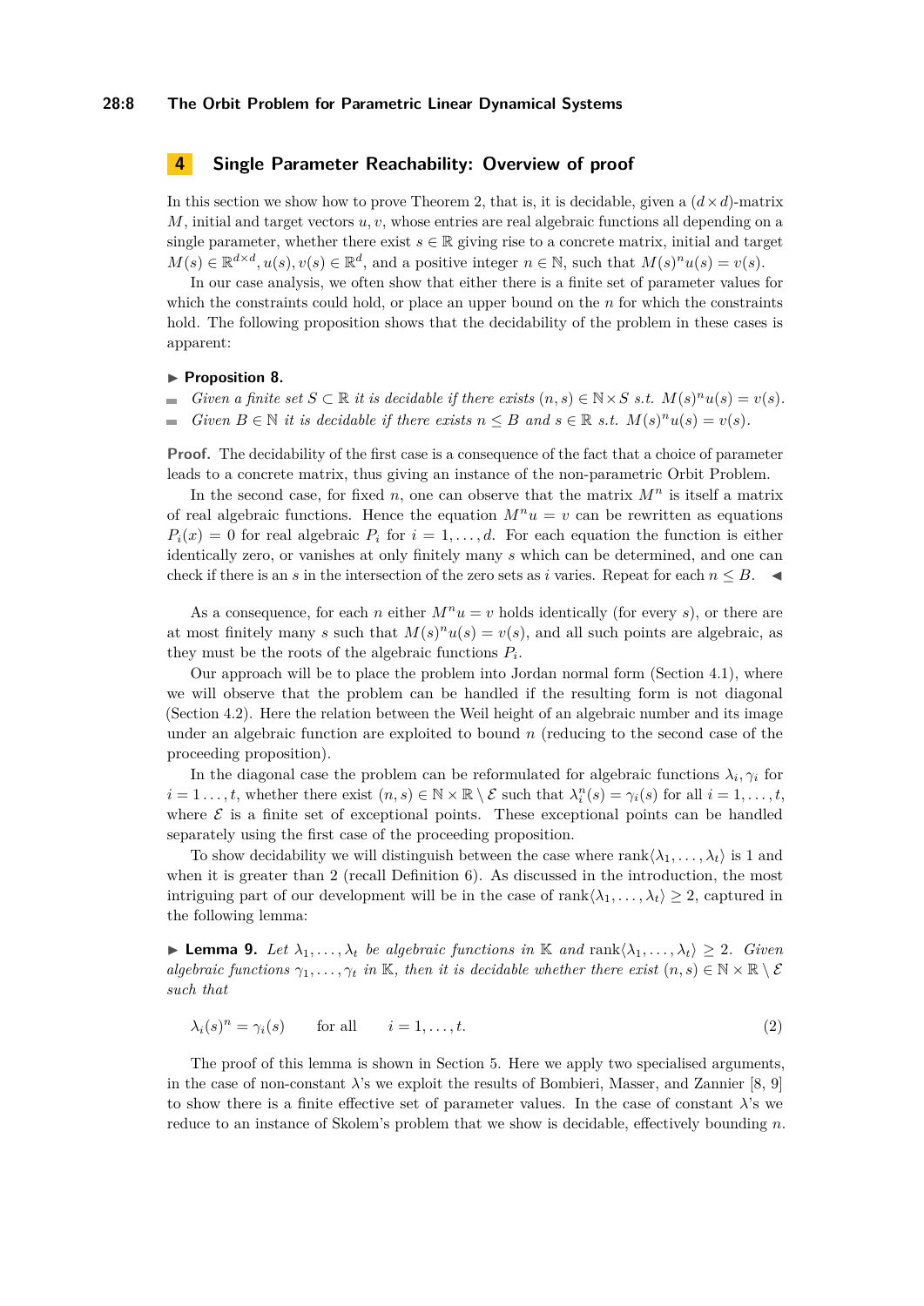## 4 Single Parameter Reachability: Overview of proof

In this section we show how to prove Theorem 2, that is, it is decidable, given a $(d \times d)$-matrix $M$, initial and target vectors $u, v$, whose entries are real algebraic functions all depending on a single parameter, whether there exist $s \in \mathbb{R}$ giving rise to a concrete matrix, initial and target $M(s) \in \mathbb{R}^{d\times d}, u(s), v(s) \in \mathbb{R}^d$, and a positive integer $n \in \mathbb{N}$, such that $M(s)^n u(s) = v(s)$.

In our case analysis, we often show that either there is a finite set of parameter values for which the constraints could hold, or place an upper bound on the $n$ for which the constraints hold. The following proposition shows that the decidability of the problem in these cases is apparent:

▶ **Proposition 8.**

- *Given a finite set $S \subset \mathbb{R}$ it is decidable if there exists $(n, s) \in \mathbb{N} \times S$ s.t. $M(s)^n u(s) = v(s)$.*
- *Given $B \in \mathbb{N}$ it is decidable if there exists $n \leq B$ and $s \in \mathbb{R}$ s.t. $M(s)^n u(s) = v(s)$.*

**Proof.** The decidability of the first case is a consequence of the fact that a choice of parameter leads to a concrete matrix, thus giving an instance of the non-parametric Orbit Problem.

In the second case, for fixed $n$, one can observe that the matrix $M^n$ is itself a matrix of real algebraic functions. Hence the equation $M^n u = v$ can be rewritten as equations $P_i(x) = 0$ for real algebraic $P_i$ for $i = 1, \dots, d$. For each equation the function is either identically zero, or vanishes at only finitely many $s$ which can be determined, and one can check if there is an $s$ in the intersection of the zero sets as $i$ varies. Repeat for each $n \leq B$. ◀

As a consequence, for each $n$ either $M^n u = v$ holds identically (for every $s$), or there are at most finitely many $s$ such that $M(s)^n u(s) = v(s)$, and all such points are algebraic, as they must be the roots of the algebraic functions $P_i$.

Our approach will be to place the problem into Jordan normal form (Section 4.1), where we will observe that the problem can be handled if the resulting form is not diagonal (Section 4.2). Here the relation between the Weil height of an algebraic number and its image under an algebraic function are exploited to bound $n$ (reducing to the second case of the proceeding proposition).

In the diagonal case the problem can be reformulated for algebraic functions $\lambda_i, \gamma_i$ for $i = 1 \dots, t$, whether there exist $(n, s) \in \mathbb{N} \times \mathbb{R} \setminus \mathcal{E}$ such that $\lambda_i^n(s) = \gamma_i(s)$ for all $i = 1, \dots, t$, where $\mathcal{E}$ is a finite set of exceptional points. These exceptional points can be handled separately using the first case of the proceeding proposition.

To show decidability we will distinguish between the case where $\text{rank}\langle\lambda_1, \dots, \lambda_t\rangle$ is 1 and when it is greater than 2 (recall Definition 6). As discussed in the introduction, the most intriguing part of our development will be in the case of $\text{rank}\langle\lambda_1, \dots, \lambda_t\rangle \geq 2$, captured in the following lemma:

▶ **Lemma 9.** *Let $\lambda_1, \dots, \lambda_t$ be algebraic functions in $\mathbb{K}$ and $\text{rank}\langle\lambda_1, \dots, \lambda_t\rangle \geq 2$. Given algebraic functions $\gamma_1, \dots, \gamma_t$ in $\mathbb{K}$, then it is decidable whether there exist $(n, s) \in \mathbb{N} \times \mathbb{R} \setminus \mathcal{E}$ such that*

$$\lambda_i(s)^n = \gamma_i(s) \qquad \text{for all} \qquad i = 1, \dots, t. \tag{2}$$

The proof of this lemma is shown in Section 5. Here we apply two specialised arguments, in the case of non-constant $\lambda$'s we exploit the results of Bombieri, Masser, and Zannier [8, 9] to show there is a finite effective set of parameter values. In the case of constant $\lambda$'s we reduce to an instance of Skolem's problem that we show is decidable, effectively bounding $n$.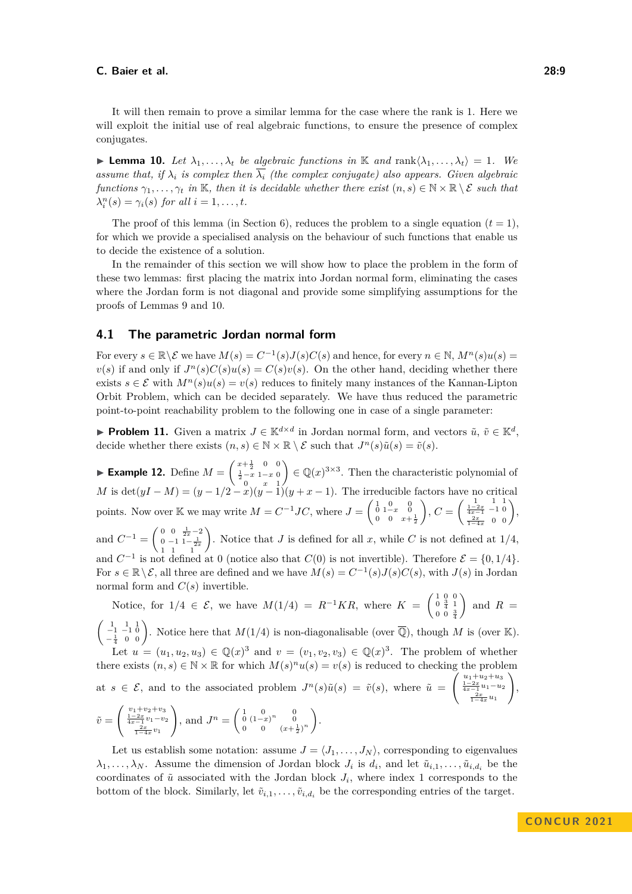It will then remain to prove a similar lemma for the case where the rank is 1. Here we will exploit the initial use of real algebraic functions, to ensure the presence of complex conjugates.

▶ **Lemma 10.** *Let $\lambda_1, \ldots, \lambda_t$ be algebraic functions in $\mathbb{K}$ and $\operatorname{rank}\langle\lambda_1, \ldots, \lambda_t\rangle = 1$. We assume that, if $\lambda_i$ is complex then $\overline{\lambda_i}$ (the complex conjugate) also appears. Given algebraic functions $\gamma_1, \ldots, \gamma_t$ in $\mathbb{K}$, then it is decidable whether there exist $(n, s) \in \mathbb{N} \times \mathbb{R} \setminus \mathcal{E}$ such that $\lambda_i^n(s) = \gamma_i(s)$ for all $i = 1, \ldots, t$.*

The proof of this lemma (in Section 6), reduces the problem to a single equation ($t = 1$), for which we provide a specialised analysis on the behaviour of such functions that enable us to decide the existence of a solution.

In the remainder of this section we will show how to place the problem in the form of these two lemmas: first placing the matrix into Jordan normal form, eliminating the cases where the Jordan form is not diagonal and provide some simplifying assumptions for the proofs of Lemmas 9 and 10.

## 4.1 The parametric Jordan normal form

For every $s \in \mathbb{R}\setminus\mathcal{E}$ we have $M(s) = C^{-1}(s)J(s)C(s)$ and hence, for every $n \in \mathbb{N}$, $M^n(s)u(s) = v(s)$ if and only if $J^n(s)C(s)u(s) = C(s)v(s)$. On the other hand, deciding whether there exists $s \in \mathcal{E}$ with $M^n(s)u(s) = v(s)$ reduces to finitely many instances of the Kannan-Lipton Orbit Problem, which can be decided separately. We have thus reduced the parametric point-to-point reachability problem to the following one in case of a single parameter:

▶ **Problem 11.** Given a matrix $J \in \mathbb{K}^{d\times d}$ in Jordan normal form, and vectors $\tilde{u}, \tilde{v} \in \mathbb{K}^d$, decide whether there exists $(n, s) \in \mathbb{N} \times \mathbb{R} \setminus \mathcal{E}$ such that $J^n(s)\tilde{u}(s) = \tilde{v}(s)$.

▶ **Example 12.** Define $M = \begin{pmatrix} x+\frac{1}{2} & 0 & 0 \\ \frac{1}{2}-x & 1-x & 0 \\ 0 & x & 1 \end{pmatrix} \in \mathbb{Q}(x)^{3\times 3}$. Then the characteristic polynomial of $M$ is $\det(yI - M) = (y - 1/2 - x)(y - 1)(y + x - 1)$. The irreducible factors have no critical points. Now over $\mathbb{K}$ we may write $M = C^{-1}JC$, where $J = \begin{pmatrix} 1 & 0 & 0 \\ 0 & 1-x & 0 \\ 0 & 0 & x+\frac{1}{2} \end{pmatrix}$, $C = \begin{pmatrix} 1 & 1 & 1 \\ \frac{1-2x}{4x-1} & -1 & 0 \\ \frac{2x}{1-4x} & 0 & 0 \end{pmatrix}$, and $C^{-1} = \begin{pmatrix} 0 & 0 & \frac{1}{2x}-2 \\ 0 & -1 & 1-\frac{1}{2x} \\ 1 & 1 & 1 \end{pmatrix}$. Notice that $J$ is defined for all $x$, while $C$ is not defined at $1/4$, and $C^{-1}$ is not defined at 0 (notice also that $C(0)$ is not invertible). Therefore $\mathcal{E} = \{0, 1/4\}$. For $s \in \mathbb{R}\setminus\mathcal{E}$, all three are defined and we have $M(s) = C^{-1}(s)J(s)C(s)$, with $J(s)$ in Jordan normal form and $C(s)$ invertible.

Notice, for $1/4 \in \mathcal{E}$, we have $M(1/4) = R^{-1}KR$, where $K = \begin{pmatrix} 1 & 0 & 0 \\ 0 & \frac{3}{4} & 1 \\ 0 & 0 & \frac{3}{4} \end{pmatrix}$ and $R = \begin{pmatrix} 1 & 1 & 1 \\ -1 & -1 & 0 \\ -\frac{1}{4} & 0 & 0 \end{pmatrix}$. Notice here that $M(1/4)$ is non-diagonalisable (over $\overline{\mathbb{Q}}$), though $M$ is (over $\mathbb{K}$).

Let $u = (u_1, u_2, u_3) \in \mathbb{Q}(x)^3$ and $v = (v_1, v_2, v_3) \in \mathbb{Q}(x)^3$. The problem of whether there exists $(n, s) \in \mathbb{N} \times \mathbb{R}$ for which $M(s)^n u(s) = v(s)$ is reduced to checking the problem at $s \in \mathcal{E}$, and to the associated problem $J^n(s)\tilde{u}(s) = \tilde{v}(s)$, where $\tilde{u} = \begin{pmatrix} u_1+u_2+u_3 \\ \frac{1-2x}{4x-1}u_1 - u_2 \\ \frac{2x}{1-4x}u_1 \end{pmatrix}$, $\tilde{v} = \begin{pmatrix} v_1+v_2+v_3 \\ \frac{1-2x}{4x-1}v_1 - v_2 \\ \frac{2x}{1-4x}v_1 \end{pmatrix}$, and $J^n = \begin{pmatrix} 1 & 0 & 0 \\ 0 & (1-x)^n & 0 \\ 0 & 0 & (x+\frac{1}{2})^n \end{pmatrix}$.

Let us establish some notation: assume $J = \langle J_1, \ldots, J_N\rangle$, corresponding to eigenvalues $\lambda_1, \ldots, \lambda_N$. Assume the dimension of Jordan block $J_i$ is $d_i$, and let $\tilde{u}_{i,1}, \ldots, \tilde{u}_{i,d_i}$ be the coordinates of $\tilde{u}$ associated with the Jordan block $J_i$, where index 1 corresponds to the bottom of the block. Similarly, let $\tilde{v}_{i,1}, \ldots, \tilde{v}_{i,d_i}$ be the corresponding entries of the target.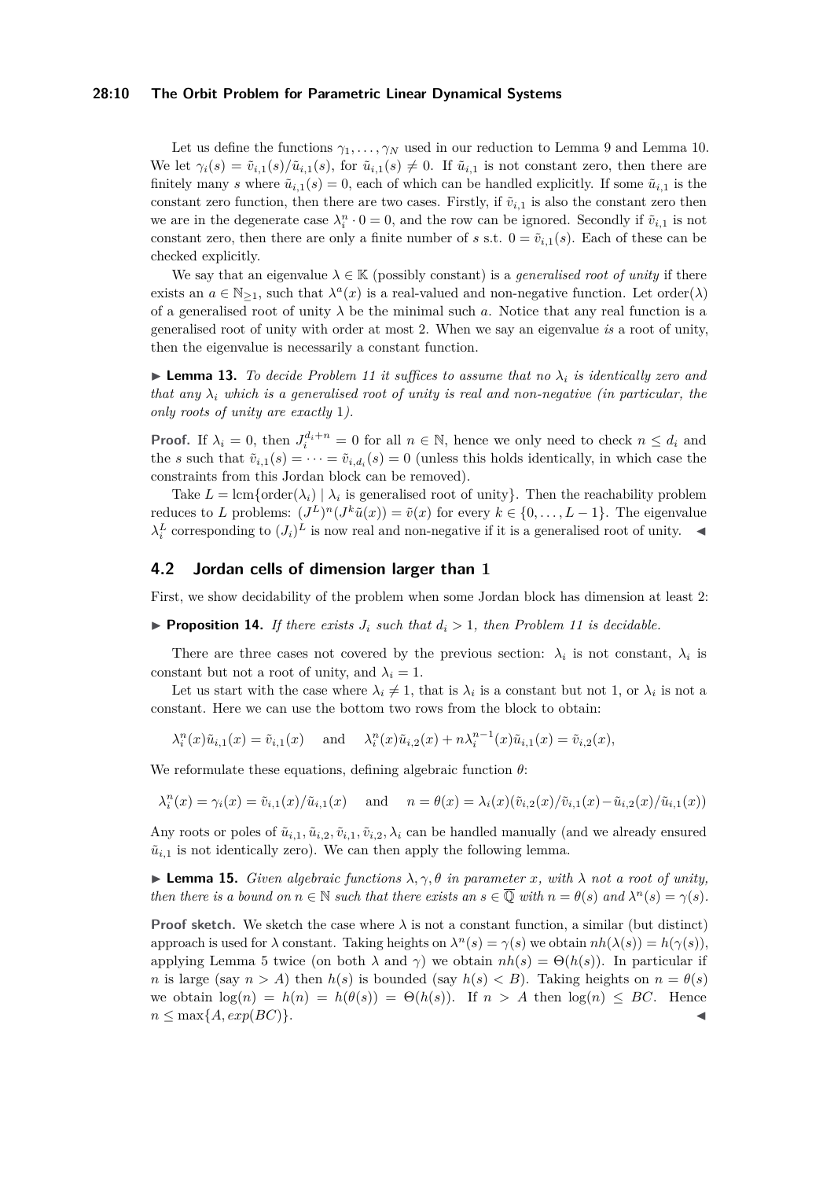Let us define the functions $\gamma_1, \ldots, \gamma_N$ used in our reduction to Lemma 9 and Lemma 10. We let $\gamma_i(s) = \tilde{v}_{i,1}(s)/\tilde{u}_{i,1}(s)$, for $\tilde{u}_{i,1}(s) \neq 0$. If $\tilde{u}_{i,1}$ is not constant zero, then there are finitely many $s$ where $\tilde{u}_{i,1}(s) = 0$, each of which can be handled explicitly. If some $\tilde{u}_{i,1}$ is the constant zero function, then there are two cases. Firstly, if $\tilde{v}_{i,1}$ is also the constant zero then we are in the degenerate case $\lambda_i^n \cdot 0 = 0$, and the row can be ignored. Secondly if $\tilde{v}_{i,1}$ is not constant zero, then there are only a finite number of $s$ s.t. $0 = \tilde{v}_{i,1}(s)$. Each of these can be checked explicitly.

We say that an eigenvalue $\lambda \in \mathbb{K}$ (possibly constant) is a *generalised root of unity* if there exists an $a \in \mathbb{N}_{\geq 1}$, such that $\lambda^a(x)$ is a real-valued and non-negative function. Let $\text{order}(\lambda)$ of a generalised root of unity $\lambda$ be the minimal such $a$. Notice that any real function is a generalised root of unity with order at most 2. When we say an eigenvalue *is* a root of unity, then the eigenvalue is necessarily a constant function.

▶ **Lemma 13.** *To decide Problem 11 it suffices to assume that no $\lambda_i$ is identically zero and that any $\lambda_i$ which is a generalised root of unity is real and non-negative (in particular, the only roots of unity are exactly 1).*

**Proof.** If $\lambda_i = 0$, then $J_i^{d_i+n} = 0$ for all $n \in \mathbb{N}$, hence we only need to check $n \leq d_i$ and the $s$ such that $\tilde{v}_{i,1}(s) = \cdots = \tilde{v}_{i,d_i}(s) = 0$ (unless this holds identically, in which case the constraints from this Jordan block can be removed).

Take $L = \text{lcm}\{\text{order}(\lambda_i) \mid \lambda_i \text{ is generalised root of unity}\}$. Then the reachability problem reduces to $L$ problems: $(J^L)^n(J^k\tilde{u}(x)) = \tilde{v}(x)$ for every $k \in \{0, \ldots, L-1\}$. The eigenvalue $\lambda_i^L$ corresponding to $(J_i)^L$ is now real and non-negative if it is a generalised root of unity. ◀

## 4.2 Jordan cells of dimension larger than 1

First, we show decidability of the problem when some Jordan block has dimension at least 2:

▶ **Proposition 14.** *If there exists $J_i$ such that $d_i > 1$, then Problem 11 is decidable.*

There are three cases not covered by the previous section: $\lambda_i$ is not constant, $\lambda_i$ is constant but not a root of unity, and $\lambda_i = 1$.

Let us start with the case where $\lambda_i \neq 1$, that is $\lambda_i$ is a constant but not 1, or $\lambda_i$ is not a constant. Here we can use the bottom two rows from the block to obtain:

$$\lambda_i^n(x)\tilde{u}_{i,1}(x) = \tilde{v}_{i,1}(x) \quad \text{ and } \quad \lambda_i^n(x)\tilde{u}_{i,2}(x) + n\lambda_i^{n-1}(x)\tilde{u}_{i,1}(x) = \tilde{v}_{i,2}(x),$$

We reformulate these equations, defining algebraic function $\theta$:

$$\lambda_i^n(x) = \gamma_i(x) = \tilde{v}_{i,1}(x)/\tilde{u}_{i,1}(x) \quad \text{ and } \quad n = \theta(x) = \lambda_i(x)(\tilde{v}_{i,2}(x)/\tilde{v}_{i,1}(x) - \tilde{u}_{i,2}(x)/\tilde{u}_{i,1}(x))$$

Any roots or poles of $\tilde{u}_{i,1}, \tilde{u}_{i,2}, \tilde{v}_{i,1}, \tilde{v}_{i,2}, \lambda_i$ can be handled manually (and we already ensured $\tilde{u}_{i,1}$ is not identically zero). We can then apply the following lemma.

▶ **Lemma 15.** *Given algebraic functions $\lambda, \gamma, \theta$ in parameter $x$, with $\lambda$ not a root of unity, then there is a bound on $n \in \mathbb{N}$ such that there exists an $s \in \overline{\mathbb{Q}}$ with $n = \theta(s)$ and $\lambda^n(s) = \gamma(s)$.*

**Proof sketch.** We sketch the case where $\lambda$ is not a constant function, a similar (but distinct) approach is used for $\lambda$ constant. Taking heights on $\lambda^n(s) = \gamma(s)$ we obtain $nh(\lambda(s)) = h(\gamma(s))$, applying Lemma 5 twice (on both $\lambda$ and $\gamma$) we obtain $nh(s) = \Theta(h(s))$. In particular if $n$ is large (say $n > A$) then $h(s)$ is bounded (say $h(s) < B$). Taking heights on $n = \theta(s)$ we obtain $\log(n) = h(n) = h(\theta(s)) = \Theta(h(s))$. If $n > A$ then $\log(n) \leq BC$. Hence $n \leq \max\{A, exp(BC)\}$. ◀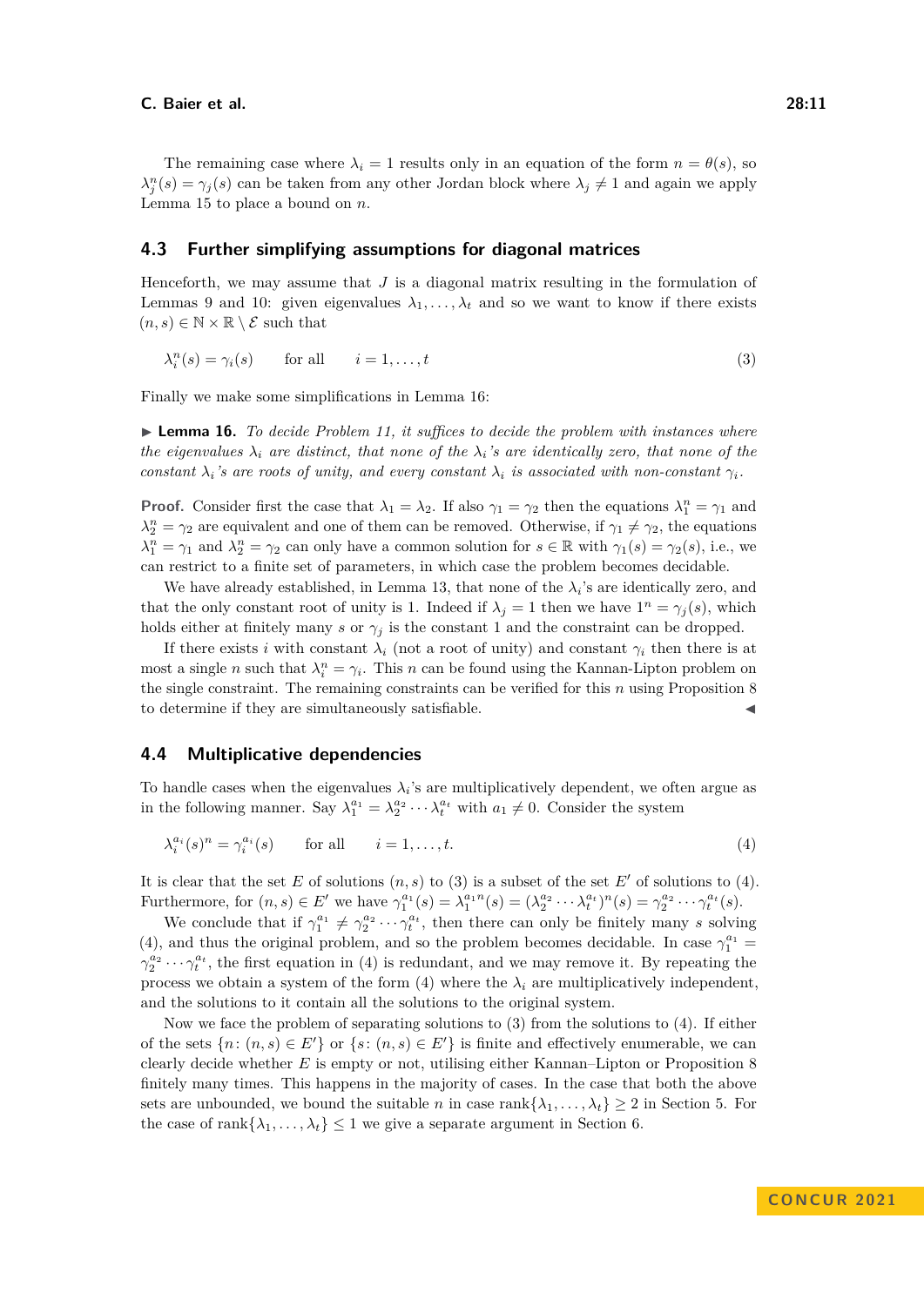The remaining case where $\lambda_i = 1$ results only in an equation of the form $n = \theta(s)$, so $\lambda_j^n(s) = \gamma_j(s)$ can be taken from any other Jordan block where $\lambda_j \neq 1$ and again we apply Lemma 15 to place a bound on $n$.

## 4.3 Further simplifying assumptions for diagonal matrices

Henceforth, we may assume that $J$ is a diagonal matrix resulting in the formulation of Lemmas 9 and 10: given eigenvalues $\lambda_1, \ldots, \lambda_t$ and so we want to know if there exists $(n, s) \in \mathbb{N} \times \mathbb{R} \setminus \mathcal{E}$ such that

$$\lambda_i^n(s) = \gamma_i(s) \qquad \text{for all} \qquad i = 1, \ldots, t \tag{3}$$

Finally we make some simplifications in Lemma 16:

▶ **Lemma 16.** *To decide Problem 11, it suffices to decide the problem with instances where the eigenvalues $\lambda_i$ are distinct, that none of the $\lambda_i$'s are identically zero, that none of the constant $\lambda_i$'s are roots of unity, and every constant $\lambda_i$ is associated with non-constant $\gamma_i$.*

**Proof.** Consider first the case that $\lambda_1 = \lambda_2$. If also $\gamma_1 = \gamma_2$ then the equations $\lambda_1^n = \gamma_1$ and $\lambda_2^n = \gamma_2$ are equivalent and one of them can be removed. Otherwise, if $\gamma_1 \neq \gamma_2$, the equations $\lambda_1^n = \gamma_1$ and $\lambda_2^n = \gamma_2$ can only have a common solution for $s \in \mathbb{R}$ with $\gamma_1(s) = \gamma_2(s)$, i.e., we can restrict to a finite set of parameters, in which case the problem becomes decidable.

We have already established, in Lemma 13, that none of the $\lambda_i$'s are identically zero, and that the only constant root of unity is 1. Indeed if $\lambda_j = 1$ then we have $1^n = \gamma_j(s)$, which holds either at finitely many $s$ or $\gamma_j$ is the constant 1 and the constraint can be dropped.

If there exists $i$ with constant $\lambda_i$ (not a root of unity) and constant $\gamma_i$ then there is at most a single $n$ such that $\lambda_i^n = \gamma_i$. This $n$ can be found using the Kannan-Lipton problem on the single constraint. The remaining constraints can be verified for this $n$ using Proposition 8 to determine if they are simultaneously satisfiable. ◀

## 4.4 Multiplicative dependencies

To handle cases when the eigenvalues $\lambda_i$'s are multiplicatively dependent, we often argue as in the following manner. Say $\lambda_1^{a_1} = \lambda_2^{a_2} \cdots \lambda_t^{a_t}$ with $a_1 \neq 0$. Consider the system

$$\lambda_i^{a_i}(s)^n = \gamma_i^{a_i}(s) \qquad \text{for all} \qquad i = 1, \ldots, t. \tag{4}$$

It is clear that the set $E$ of solutions $(n, s)$ to (3) is a subset of the set $E'$ of solutions to (4). Furthermore, for $(n, s) \in E'$ we have $\gamma_1^{a_1}(s) = \lambda_1^{a_1 n}(s) = (\lambda_2^{a_2} \cdots \lambda_t^{a_t})^n(s) = \gamma_2^{a_2} \cdots \gamma_t^{a_t}(s)$.

We conclude that if $\gamma_1^{a_1} \neq \gamma_2^{a_2} \cdots \gamma_t^{a_t}$, then there can only be finitely many $s$ solving (4), and thus the original problem, and so the problem becomes decidable. In case $\gamma_1^{a_1} = \gamma_2^{a_2} \cdots \gamma_t^{a_t}$, the first equation in (4) is redundant, and we may remove it. By repeating the process we obtain a system of the form (4) where the $\lambda_i$ are multiplicatively independent, and the solutions to it contain all the solutions to the original system.

Now we face the problem of separating solutions to (3) from the solutions to (4). If either of the sets $\{n \colon (n, s) \in E'\}$ or $\{s \colon (n, s) \in E'\}$ is finite and effectively enumerable, we can clearly decide whether $E$ is empty or not, utilising either Kannan–Lipton or Proposition 8 finitely many times. This happens in the majority of cases. In the case that both the above sets are unbounded, we bound the suitable $n$ in case $\text{rank}\{\lambda_1, \ldots, \lambda_t\} \geq 2$ in Section 5. For the case of $\text{rank}\{\lambda_1, \ldots, \lambda_t\} \leq 1$ we give a separate argument in Section 6.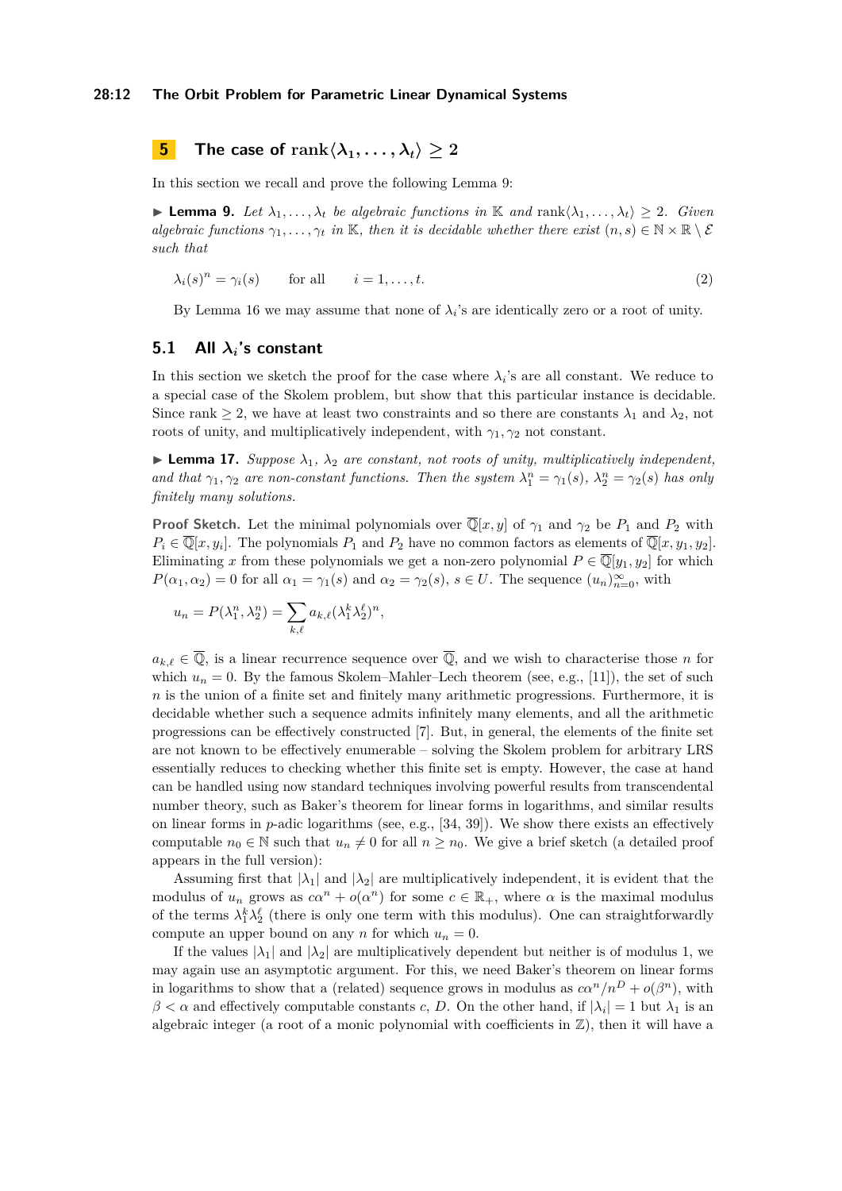## 5 The case of $\operatorname{rank}\langle \lambda_1, \ldots, \lambda_t \rangle \geq 2$

In this section we recall and prove the following Lemma 9:

▶ **Lemma 9.** *Let $\lambda_1, \ldots, \lambda_t$ be algebraic functions in $\mathbb{K}$ and $\operatorname{rank}\langle \lambda_1, \ldots, \lambda_t \rangle \geq 2$. Given algebraic functions $\gamma_1, \ldots, \gamma_t$ in $\mathbb{K}$, then it is decidable whether there exist $(n, s) \in \mathbb{N} \times \mathbb{R} \setminus \mathcal{E}$ such that*

$$\lambda_i(s)^n = \gamma_i(s) \qquad \text{for all} \qquad i = 1, \ldots, t. \tag{2}$$

By Lemma 16 we may assume that none of $\lambda_i$'s are identically zero or a root of unity.

### 5.1 All $\lambda_i$'s constant

In this section we sketch the proof for the case where $\lambda_i$'s are all constant. We reduce to a special case of the Skolem problem, but show that this particular instance is decidable. Since rank $\geq 2$, we have at least two constraints and so there are constants $\lambda_1$ and $\lambda_2$, not roots of unity, and multiplicatively independent, with $\gamma_1, \gamma_2$ not constant.

▶ **Lemma 17.** *Suppose $\lambda_1$, $\lambda_2$ are constant, not roots of unity, multiplicatively independent, and that $\gamma_1, \gamma_2$ are non-constant functions. Then the system $\lambda_1^n = \gamma_1(s)$, $\lambda_2^n = \gamma_2(s)$ has only finitely many solutions.*

**Proof Sketch.** Let the minimal polynomials over $\overline{\mathbb{Q}}[x, y]$ of $\gamma_1$ and $\gamma_2$ be $P_1$ and $P_2$ with $P_i \in \overline{\mathbb{Q}}[x, y_i]$. The polynomials $P_1$ and $P_2$ have no common factors as elements of $\overline{\mathbb{Q}}[x, y_1, y_2]$. Eliminating $x$ from these polynomials we get a non-zero polynomial $P \in \overline{\mathbb{Q}}[y_1, y_2]$ for which $P(\alpha_1, \alpha_2) = 0$ for all $\alpha_1 = \gamma_1(s)$ and $\alpha_2 = \gamma_2(s)$, $s \in U$. The sequence $(u_n)_{n=0}^{\infty}$, with

$$u_n = P(\lambda_1^n, \lambda_2^n) = \sum_{k,\ell} a_{k,\ell} (\lambda_1^k \lambda_2^\ell)^n,$$

$a_{k,\ell} \in \overline{\mathbb{Q}}$, is a linear recurrence sequence over $\overline{\mathbb{Q}}$, and we wish to characterise those $n$ for which $u_n = 0$. By the famous Skolem–Mahler–Lech theorem (see, e.g., [11]), the set of such $n$ is the union of a finite set and finitely many arithmetic progressions. Furthermore, it is decidable whether such a sequence admits infinitely many elements, and all the arithmetic progressions can be effectively constructed [7]. But, in general, the elements of the finite set are not known to be effectively enumerable – solving the Skolem problem for arbitrary LRS essentially reduces to checking whether this finite set is empty. However, the case at hand can be handled using now standard techniques involving powerful results from transcendental number theory, such as Baker's theorem for linear forms in logarithms, and similar results on linear forms in $p$-adic logarithms (see, e.g., [34, 39]). We show there exists an effectively computable $n_0 \in \mathbb{N}$ such that $u_n \neq 0$ for all $n \geq n_0$. We give a brief sketch (a detailed proof appears in the full version):

Assuming first that $|\lambda_1|$ and $|\lambda_2|$ are multiplicatively independent, it is evident that the modulus of $u_n$ grows as $c\alpha^n + o(\alpha^n)$ for some $c \in \mathbb{R}_+$, where $\alpha$ is the maximal modulus of the terms $\lambda_1^k \lambda_2^\ell$ (there is only one term with this modulus). One can straightforwardly compute an upper bound on any $n$ for which $u_n = 0$.

If the values $|\lambda_1|$ and $|\lambda_2|$ are multiplicatively dependent but neither is of modulus 1, we may again use an asymptotic argument. For this, we need Baker's theorem on linear forms in logarithms to show that a (related) sequence grows in modulus as $c\alpha^n/n^D + o(\beta^n)$, with $\beta < \alpha$ and effectively computable constants $c$, $D$. On the other hand, if $|\lambda_i| = 1$ but $\lambda_1$ is an algebraic integer (a root of a monic polynomial with coefficients in $\mathbb{Z}$), then it will have a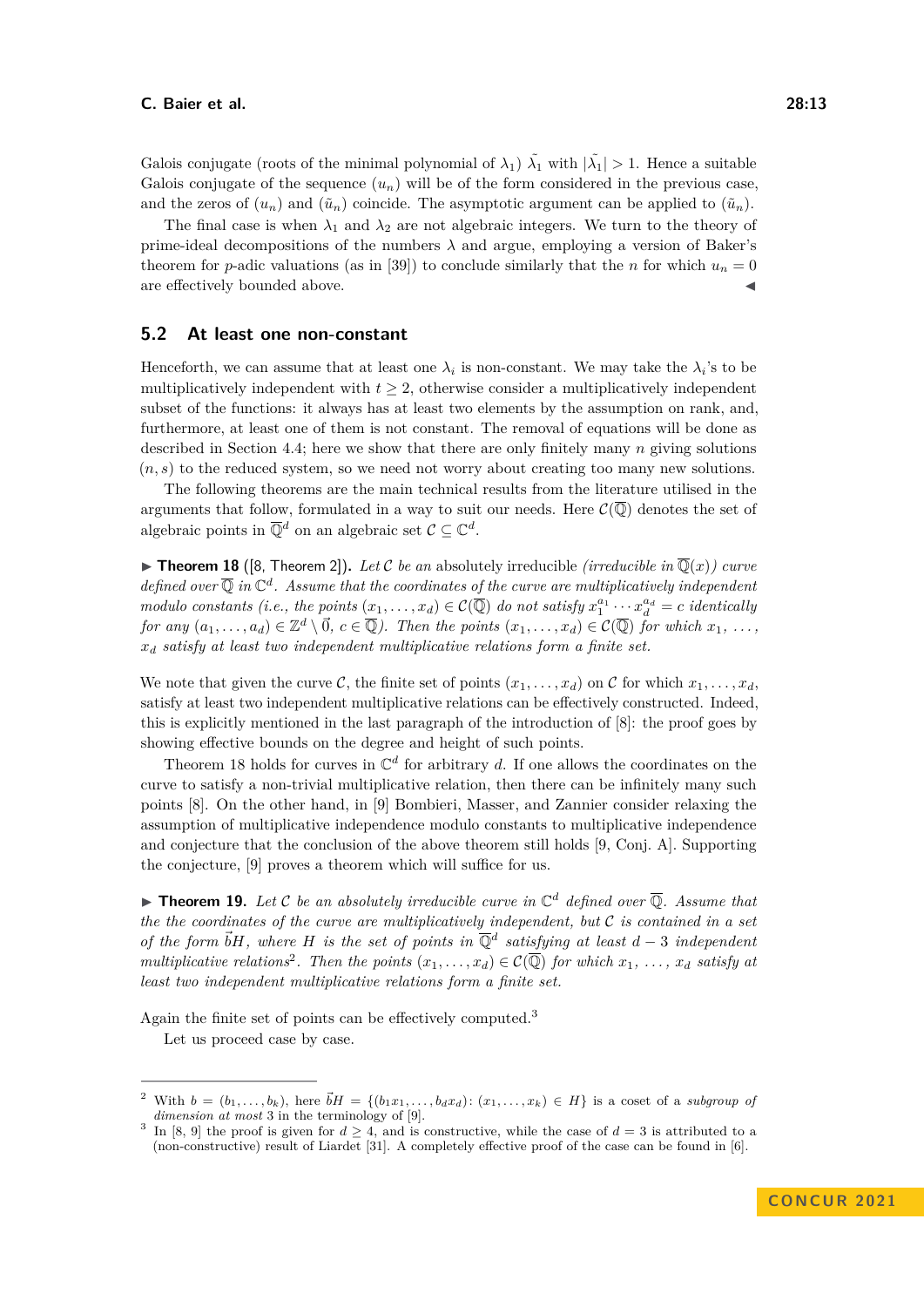Galois conjugate (roots of the minimal polynomial of $\lambda_1$) $\tilde{\lambda_1}$ with $|\tilde{\lambda_1}| > 1$. Hence a suitable Galois conjugate of the sequence $(u_n)$ will be of the form considered in the previous case, and the zeros of $(u_n)$ and $(\tilde{u}_n)$ coincide. The asymptotic argument can be applied to $(\tilde{u}_n)$.

The final case is when $\lambda_1$ and $\lambda_2$ are not algebraic integers. We turn to the theory of prime-ideal decompositions of the numbers $\lambda$ and argue, employing a version of Baker's theorem for $p$-adic valuations (as in [39]) to conclude similarly that the $n$ for which $u_n = 0$ are effectively bounded above. ◀

## 5.2 At least one non-constant

Henceforth, we can assume that at least one $\lambda_i$ is non-constant. We may take the $\lambda_i$'s to be multiplicatively independent with $t \geq 2$, otherwise consider a multiplicatively independent subset of the functions: it always has at least two elements by the assumption on rank, and, furthermore, at least one of them is not constant. The removal of equations will be done as described in Section 4.4; here we show that there are only finitely many $n$ giving solutions $(n, s)$ to the reduced system, so we need not worry about creating too many new solutions.

The following theorems are the main technical results from the literature utilised in the arguments that follow, formulated in a way to suit our needs. Here $\mathcal{C}(\overline{\mathbb{Q}})$ denotes the set of algebraic points in $\overline{\mathbb{Q}}^d$ on an algebraic set $\mathcal{C} \subseteq \mathbb{C}^d$.

▶ **Theorem 18** ([8, Theorem 2]). *Let $\mathcal{C}$ be an* absolutely irreducible *(irreducible in $\overline{\mathbb{Q}}(x)$) curve defined over $\overline{\mathbb{Q}}$ in $\mathbb{C}^d$. Assume that the coordinates of the curve are multiplicatively independent modulo constants (i.e., the points $(x_1, \ldots, x_d) \in \mathcal{C}(\overline{\mathbb{Q}})$ do not satisfy $x_1^{a_1} \cdots x_d^{a_d} = c$ identically for any $(a_1, \ldots, a_d) \in \mathbb{Z}^d \setminus \vec{0}$, $c \in \overline{\mathbb{Q}}$). Then the points $(x_1, \ldots, x_d) \in \mathcal{C}(\overline{\mathbb{Q}})$ for which $x_1, \ldots, x_d$ satisfy at least two independent multiplicative relations form a finite set.*

We note that given the curve $\mathcal{C}$, the finite set of points $(x_1, \ldots, x_d)$ on $\mathcal{C}$ for which $x_1, \ldots, x_d$, satisfy at least two independent multiplicative relations can be effectively constructed. Indeed, this is explicitly mentioned in the last paragraph of the introduction of [8]: the proof goes by showing effective bounds on the degree and height of such points.

Theorem 18 holds for curves in $\mathbb{C}^d$ for arbitrary $d$. If one allows the coordinates on the curve to satisfy a non-trivial multiplicative relation, then there can be infinitely many such points [8]. On the other hand, in [9] Bombieri, Masser, and Zannier consider relaxing the assumption of multiplicative independence modulo constants to multiplicative independence and conjecture that the conclusion of the above theorem still holds [9, Conj. A]. Supporting the conjecture, [9] proves a theorem which will suffice for us.

▶ **Theorem 19.** *Let $\mathcal{C}$ be an absolutely irreducible curve in $\mathbb{C}^d$ defined over $\overline{\mathbb{Q}}$. Assume that the the coordinates of the curve are multiplicatively independent, but $\mathcal{C}$ is contained in a set of the form $\vec{b}H$, where $H$ is the set of points in $\overline{\mathbb{Q}}^d$ satisfying at least $d-3$ independent multiplicative relations*[2]*. Then the points $(x_1, \ldots, x_d) \in \mathcal{C}(\overline{\mathbb{Q}})$ for which $x_1, \ldots, x_d$ satisfy at least two independent multiplicative relations form a finite set.*

Again the finite set of points can be effectively computed.[3]

Let us proceed case by case.

---

[2] With $b = (b_1, \ldots, b_k)$, here $\vec{b}H = \{(b_1x_1, \ldots, b_dx_d) : (x_1, \ldots, x_k) \in H\}$ is a coset of a *subgroup of dimension at most* 3 in the terminology of [9].

[3] In [8, 9] the proof is given for $d \geq 4$, and is constructive, while the case of $d = 3$ is attributed to a (non-constructive) result of Liardet [31]. A completely effective proof of the case can be found in [6].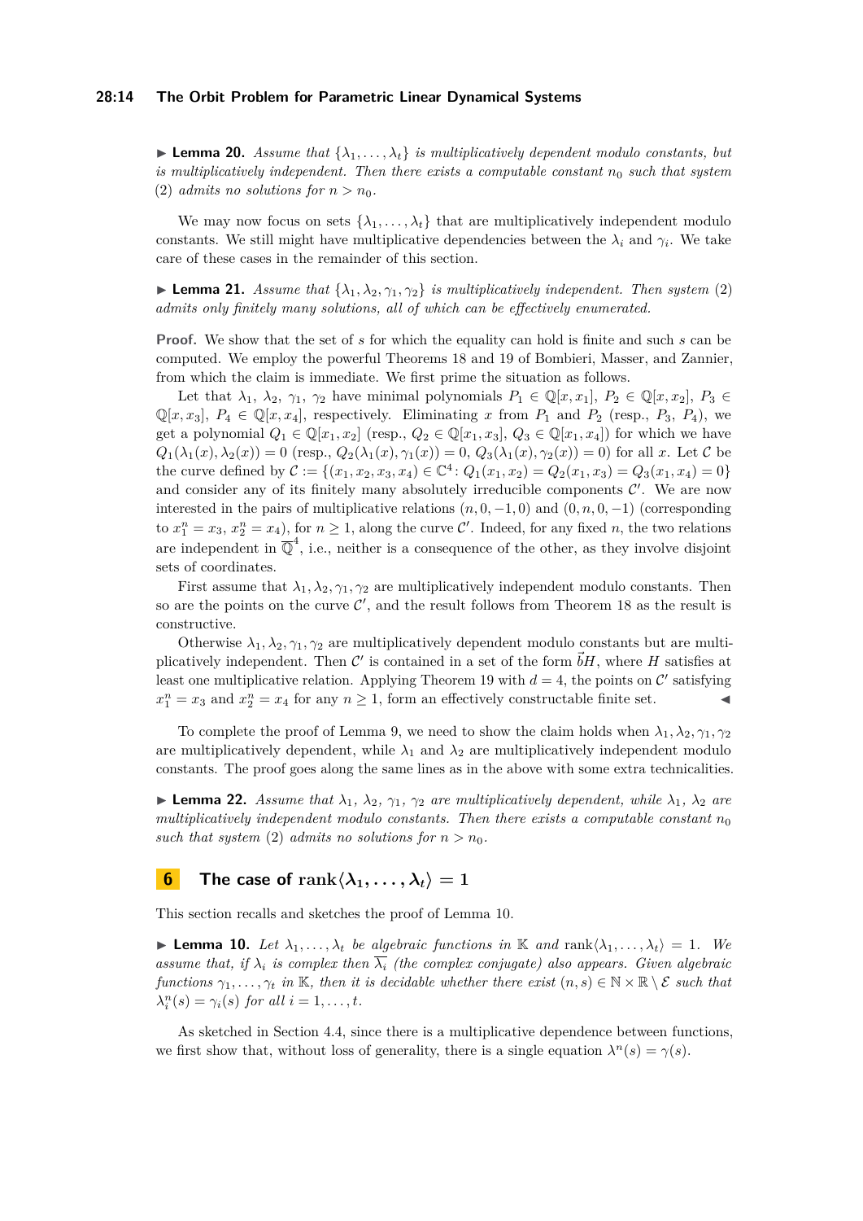▶ **Lemma 20.** *Assume that $\{\lambda_1, \ldots, \lambda_t\}$ is multiplicatively dependent modulo constants, but is multiplicatively independent. Then there exists a computable constant $n_0$ such that system (2) admits no solutions for $n > n_0$.*

We may now focus on sets $\{\lambda_1, \ldots, \lambda_t\}$ that are multiplicatively independent modulo constants. We still might have multiplicative dependencies between the $\lambda_i$ and $\gamma_i$. We take care of these cases in the remainder of this section.

▶ **Lemma 21.** *Assume that $\{\lambda_1, \lambda_2, \gamma_1, \gamma_2\}$ is multiplicatively independent. Then system (2) admits only finitely many solutions, all of which can be effectively enumerated.*

**Proof.** We show that the set of $s$ for which the equality can hold is finite and such $s$ can be computed. We employ the powerful Theorems 18 and 19 of Bombieri, Masser, and Zannier, from which the claim is immediate. We first prime the situation as follows.

Let that $\lambda_1$, $\lambda_2$, $\gamma_1$, $\gamma_2$ have minimal polynomials $P_1 \in \mathbb{Q}[x, x_1]$, $P_2 \in \mathbb{Q}[x, x_2]$, $P_3 \in \mathbb{Q}[x, x_3]$, $P_4 \in \mathbb{Q}[x, x_4]$, respectively. Eliminating $x$ from $P_1$ and $P_2$ (resp., $P_3$, $P_4$), we get a polynomial $Q_1 \in \mathbb{Q}[x_1, x_2]$ (resp., $Q_2 \in \mathbb{Q}[x_1, x_3]$, $Q_3 \in \mathbb{Q}[x_1, x_4]$) for which we have $Q_1(\lambda_1(x), \lambda_2(x)) = 0$ (resp., $Q_2(\lambda_1(x), \gamma_1(x)) = 0$, $Q_3(\lambda_1(x), \gamma_2(x)) = 0$) for all $x$. Let $\mathcal{C}$ be the curve defined by $\mathcal{C} := \{(x_1, x_2, x_3, x_4) \in \mathbb{C}^4 : Q_1(x_1, x_2) = Q_2(x_1, x_3) = Q_3(x_1, x_4) = 0\}$ and consider any of its finitely many absolutely irreducible components $\mathcal{C}'$. We are now interested in the pairs of multiplicative relations $(n, 0, -1, 0)$ and $(0, n, 0, -1)$ (corresponding to $x_1^n = x_3$, $x_2^n = x_4$), for $n \geq 1$, along the curve $\mathcal{C}'$. Indeed, for any fixed $n$, the two relations are independent in $\overline{\mathbb{Q}}^4$, i.e., neither is a consequence of the other, as they involve disjoint sets of coordinates.

First assume that $\lambda_1, \lambda_2, \gamma_1, \gamma_2$ are multiplicatively independent modulo constants. Then so are the points on the curve $\mathcal{C}'$, and the result follows from Theorem 18 as the result is constructive.

Otherwise $\lambda_1, \lambda_2, \gamma_1, \gamma_2$ are multiplicatively dependent modulo constants but are multiplicatively independent. Then $\mathcal{C}'$ is contained in a set of the form $\vec{b}H$, where $H$ satisfies at least one multiplicative relation. Applying Theorem 19 with $d = 4$, the points on $\mathcal{C}'$ satisfying $x_1^n = x_3$ and $x_2^n = x_4$ for any $n \geq 1$, form an effectively constructible finite set. ◀

To complete the proof of Lemma 9, we need to show the claim holds when $\lambda_1, \lambda_2, \gamma_1, \gamma_2$ are multiplicatively dependent, while $\lambda_1$ and $\lambda_2$ are multiplicatively independent modulo constants. The proof goes along the same lines as in the above with some extra technicalities.

▶ **Lemma 22.** *Assume that $\lambda_1$, $\lambda_2$, $\gamma_1$, $\gamma_2$ are multiplicatively dependent, while $\lambda_1$, $\lambda_2$ are multiplicatively independent modulo constants. Then there exists a computable constant $n_0$ such that system (2) admits no solutions for $n > n_0$.*

## 6 The case of $\operatorname{rank}\langle\lambda_1, \ldots, \lambda_t\rangle = 1$

This section recalls and sketches the proof of Lemma 10.

▶ **Lemma 10.** *Let $\lambda_1, \ldots, \lambda_t$ be algebraic functions in $\mathbb{K}$ and $\operatorname{rank}\langle\lambda_1, \ldots, \lambda_t\rangle = 1$. We assume that, if $\lambda_i$ is complex then $\overline{\lambda_i}$ (the complex conjugate) also appears. Given algebraic functions $\gamma_1, \ldots, \gamma_t$ in $\mathbb{K}$, then it is decidable whether there exist $(n, s) \in \mathbb{N} \times \mathbb{R} \setminus \mathcal{E}$ such that $\lambda_i^n(s) = \gamma_i(s)$ for all $i = 1, \ldots, t$.*

As sketched in Section 4.4, since there is a multiplicative dependence between functions, we first show that, without loss of generality, there is a single equation $\lambda^n(s) = \gamma(s)$.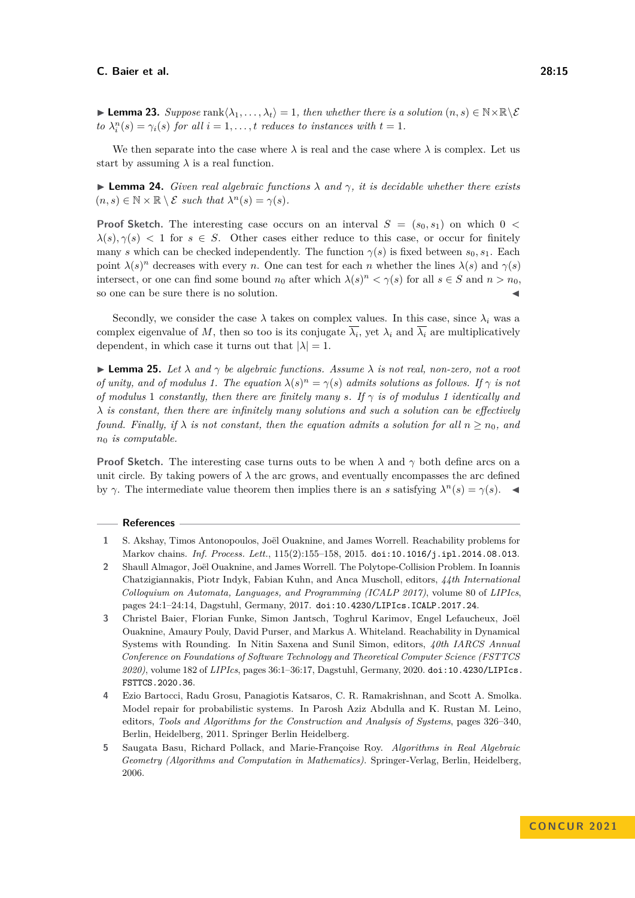▶ **Lemma 23.** *Suppose* $\operatorname{rank}\langle \lambda_1, \dots, \lambda_t\rangle = 1$*, then whether there is a solution* $(n, s) \in \mathbb{N}\times\mathbb{R}\setminus\mathcal{E}$ *to* $\lambda_i^n(s) = \gamma_i(s)$ *for all* $i = 1, \dots, t$ *reduces to instances with* $t = 1$*.*

We then separate into the case where $\lambda$ is real and the case where $\lambda$ is complex. Let us start by assuming $\lambda$ is a real function.

▶ **Lemma 24.** *Given real algebraic functions* $\lambda$ *and* $\gamma$*, it is decidable whether there exists* $(n, s) \in \mathbb{N} \times \mathbb{R} \setminus \mathcal{E}$ *such that* $\lambda^n(s) = \gamma(s)$*.*

**Proof Sketch.** The interesting case occurs on an interval $S = (s_0, s_1)$ on which $0 < \lambda(s), \gamma(s) < 1$ for $s \in S$. Other cases either reduce to this case, or occur for finitely many $s$ which can be checked independently. The function $\gamma(s)$ is fixed between $s_0, s_1$. Each point $\lambda(s)^n$ decreases with every $n$. One can test for each $n$ whether the lines $\lambda(s)$ and $\gamma(s)$ intersect, or one can find some bound $n_0$ after which $\lambda(s)^n < \gamma(s)$ for all $s \in S$ and $n > n_0$, so one can be sure there is no solution. ◀

Secondly, we consider the case $\lambda$ takes on complex values. In this case, since $\lambda_i$ was a complex eigenvalue of $M$, then so too is its conjugate $\overline{\lambda_i}$, yet $\lambda_i$ and $\overline{\lambda_i}$ are multiplicatively dependent, in which case it turns out that $|\lambda| = 1$.

▶ **Lemma 25.** *Let* $\lambda$ *and* $\gamma$ *be algebraic functions. Assume* $\lambda$ *is not real, non-zero, not a root of unity, and of modulus 1. The equation* $\lambda(s)^n = \gamma(s)$ *admits solutions as follows. If* $\gamma$ *is not of modulus* 1 *constantly, then there are finitely many* $s$*. If* $\gamma$ *is of modulus 1 identically and* $\lambda$ *is constant, then there are infinitely many solutions and such a solution can be effectively found. Finally, if* $\lambda$ *is not constant, then the equation admits a solution for all* $n \geq n_0$*, and* $n_0$ *is computable.*

**Proof Sketch.** The interesting case turns outs to be when $\lambda$ and $\gamma$ both define arcs on a unit circle. By taking powers of $\lambda$ the arc grows, and eventually encompasses the arc defined by $\gamma$. The intermediate value theorem then implies there is an $s$ satisfying $\lambda^n(s) = \gamma(s)$. ◀

## References

1. S. Akshay, Timos Antonopoulos, Joël Ouaknine, and James Worrell. Reachability problems for Markov chains. *Inf. Process. Lett.*, 115(2):155–158, 2015. doi:10.1016/j.ipl.2014.08.013.
2. Shaull Almagor, Joël Ouaknine, and James Worrell. The Polytope-Collision Problem. In Ioannis Chatzigiannakis, Piotr Indyk, Fabian Kuhn, and Anca Muscholl, editors, *44th International Colloquium on Automata, Languages, and Programming (ICALP 2017)*, volume 80 of *LIPIcs*, pages 24:1–24:14, Dagstuhl, Germany, 2017. doi:10.4230/LIPIcs.ICALP.2017.24.
3. Christel Baier, Florian Funke, Simon Jantsch, Toghrul Karimov, Engel Lefaucheux, Joël Ouaknine, Amaury Pouly, David Purser, and Markus A. Whiteland. Reachability in Dynamical Systems with Rounding. In Nitin Saxena and Sunil Simon, editors, *40th IARCS Annual Conference on Foundations of Software Technology and Theoretical Computer Science (FSTTCS 2020)*, volume 182 of *LIPIcs*, pages 36:1–36:17, Dagstuhl, Germany, 2020. doi:10.4230/LIPIcs.FSTTCS.2020.36.
4. Ezio Bartocci, Radu Grosu, Panagiotis Katsaros, C. R. Ramakrishnan, and Scott A. Smolka. Model repair for probabilistic systems. In Parosh Aziz Abdulla and K. Rustan M. Leino, editors, *Tools and Algorithms for the Construction and Analysis of Systems*, pages 326–340, Berlin, Heidelberg, 2011. Springer Berlin Heidelberg.
5. Saugata Basu, Richard Pollack, and Marie-Françoise Roy. *Algorithms in Real Algebraic Geometry (Algorithms and Computation in Mathematics)*. Springer-Verlag, Berlin, Heidelberg, 2006.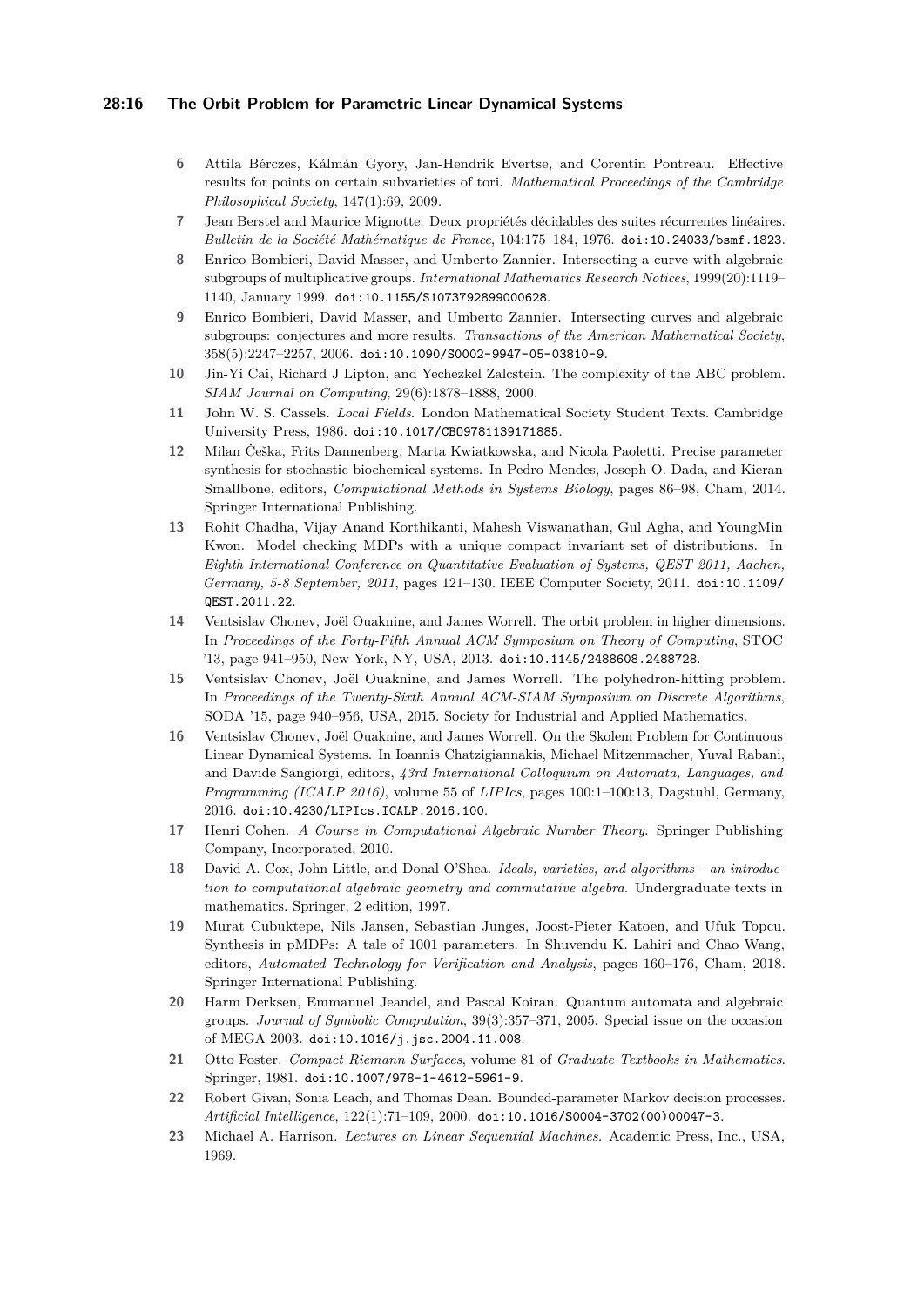6 Attila Bérczes, Kálmán Gyory, Jan-Hendrik Evertse, and Corentin Pontreau. Effective results for points on certain subvarieties of tori. *Mathematical Proceedings of the Cambridge Philosophical Society*, 147(1):69, 2009.

7 Jean Berstel and Maurice Mignotte. Deux propriétés décidables des suites récurrentes linéaires. *Bulletin de la Société Mathématique de France*, 104:175–184, 1976. doi:10.24033/bsmf.1823.

8 Enrico Bombieri, David Masser, and Umberto Zannier. Intersecting a curve with algebraic subgroups of multiplicative groups. *International Mathematics Research Notices*, 1999(20):1119–1140, January 1999. doi:10.1155/S1073792899000628.

9 Enrico Bombieri, David Masser, and Umberto Zannier. Intersecting curves and algebraic subgroups: conjectures and more results. *Transactions of the American Mathematical Society*, 358(5):2247–2257, 2006. doi:10.1090/S0002-9947-05-03810-9.

10 Jin-Yi Cai, Richard J Lipton, and Yechezkel Zalcstein. The complexity of the ABC problem. *SIAM Journal on Computing*, 29(6):1878–1888, 2000.

11 John W. S. Cassels. *Local Fields*. London Mathematical Society Student Texts. Cambridge University Press, 1986. doi:10.1017/CBO9781139171885.

12 Milan Češka, Frits Dannenberg, Marta Kwiatkowska, and Nicola Paoletti. Precise parameter synthesis for stochastic biochemical systems. In Pedro Mendes, Joseph O. Dada, and Kieran Smallbone, editors, *Computational Methods in Systems Biology*, pages 86–98, Cham, 2014. Springer International Publishing.

13 Rohit Chadha, Vijay Anand Korthikanti, Mahesh Viswanathan, Gul Agha, and YoungMin Kwon. Model checking MDPs with a unique compact invariant set of distributions. In *Eighth International Conference on Quantitative Evaluation of Systems, QEST 2011, Aachen, Germany, 5-8 September, 2011*, pages 121–130. IEEE Computer Society, 2011. doi:10.1109/QEST.2011.22.

14 Ventsislav Chonev, Joël Ouaknine, and James Worrell. The orbit problem in higher dimensions. In *Proceedings of the Forty-Fifth Annual ACM Symposium on Theory of Computing*, STOC '13, page 941–950, New York, NY, USA, 2013. doi:10.1145/2488608.2488728.

15 Ventsislav Chonev, Joël Ouaknine, and James Worrell. The polyhedron-hitting problem. In *Proceedings of the Twenty-Sixth Annual ACM-SIAM Symposium on Discrete Algorithms*, SODA '15, page 940–956, USA, 2015. Society for Industrial and Applied Mathematics.

16 Ventsislav Chonev, Joël Ouaknine, and James Worrell. On the Skolem Problem for Continuous Linear Dynamical Systems. In Ioannis Chatzigiannakis, Michael Mitzenmacher, Yuval Rabani, and Davide Sangiorgi, editors, *43rd International Colloquium on Automata, Languages, and Programming (ICALP 2016)*, volume 55 of *LIPIcs*, pages 100:1–100:13, Dagstuhl, Germany, 2016. doi:10.4230/LIPIcs.ICALP.2016.100.

17 Henri Cohen. *A Course in Computational Algebraic Number Theory*. Springer Publishing Company, Incorporated, 2010.

18 David A. Cox, John Little, and Donal O'Shea. *Ideals, varieties, and algorithms - an introduction to computational algebraic geometry and commutative algebra*. Undergraduate texts in mathematics. Springer, 2 edition, 1997.

19 Murat Cubuktepe, Nils Jansen, Sebastian Junges, Joost-Pieter Katoen, and Ufuk Topcu. Synthesis in pMDPs: A tale of 1001 parameters. In Shuvendu K. Lahiri and Chao Wang, editors, *Automated Technology for Verification and Analysis*, pages 160–176, Cham, 2018. Springer International Publishing.

20 Harm Derksen, Emmanuel Jeandel, and Pascal Koiran. Quantum automata and algebraic groups. *Journal of Symbolic Computation*, 39(3):357–371, 2005. Special issue on the occasion of MEGA 2003. doi:10.1016/j.jsc.2004.11.008.

21 Otto Foster. *Compact Riemann Surfaces*, volume 81 of *Graduate Textbooks in Mathematics*. Springer, 1981. doi:10.1007/978-1-4612-5961-9.

22 Robert Givan, Sonia Leach, and Thomas Dean. Bounded-parameter Markov decision processes. *Artificial Intelligence*, 122(1):71–109, 2000. doi:10.1016/S0004-3702(00)00047-3.

23 Michael A. Harrison. *Lectures on Linear Sequential Machines*. Academic Press, Inc., USA, 1969.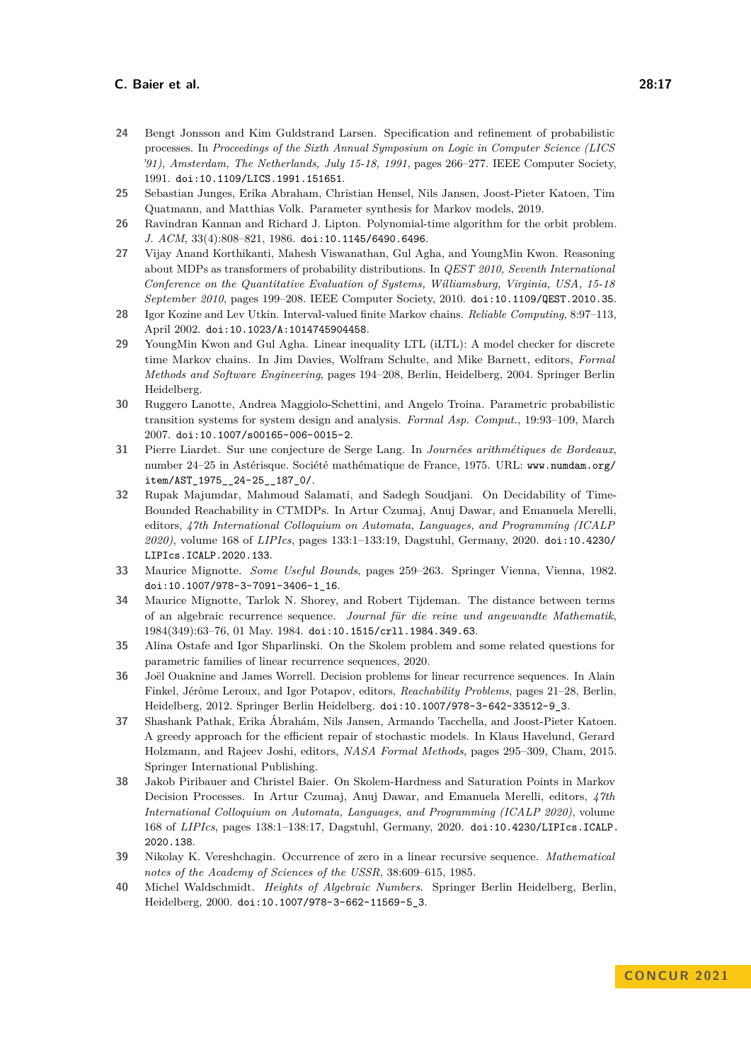24 Bengt Jonsson and Kim Guldstrand Larsen. Specification and refinement of probabilistic processes. In *Proceedings of the Sixth Annual Symposium on Logic in Computer Science (LICS '91), Amsterdam, The Netherlands, July 15-18, 1991*, pages 266–277. IEEE Computer Society, 1991. doi:10.1109/LICS.1991.151651.

25 Sebastian Junges, Erika Abraham, Christian Hensel, Nils Jansen, Joost-Pieter Katoen, Tim Quatmann, and Matthias Volk. Parameter synthesis for Markov models, 2019.

26 Ravindran Kannan and Richard J. Lipton. Polynomial-time algorithm for the orbit problem. *J. ACM*, 33(4):808–821, 1986. doi:10.1145/6490.6496.

27 Vijay Anand Korthikanti, Mahesh Viswanathan, Gul Agha, and YoungMin Kwon. Reasoning about MDPs as transformers of probability distributions. In *QEST 2010, Seventh International Conference on the Quantitative Evaluation of Systems, Williamsburg, Virginia, USA, 15-18 September 2010*, pages 199–208. IEEE Computer Society, 2010. doi:10.1109/QEST.2010.35.

28 Igor Kozine and Lev Utkin. Interval-valued finite Markov chains. *Reliable Computing*, 8:97–113, April 2002. doi:10.1023/A:1014745904458.

29 YoungMin Kwon and Gul Agha. Linear inequality LTL (iLTL): A model checker for discrete time Markov chains. In Jim Davies, Wolfram Schulte, and Mike Barnett, editors, *Formal Methods and Software Engineering*, pages 194–208, Berlin, Heidelberg, 2004. Springer Berlin Heidelberg.

30 Ruggero Lanotte, Andrea Maggiolo-Schettini, and Angelo Troina. Parametric probabilistic transition systems for system design and analysis. *Formal Asp. Comput.*, 19:93–109, March 2007. doi:10.1007/s00165-006-0015-2.

31 Pierre Liardet. Sur une conjecture de Serge Lang. In *Journées arithmétiques de Bordeaux*, number 24–25 in Astérisque. Société mathématique de France, 1975. URL: www.numdam.org/item/AST_1975__24-25__187_0/.

32 Rupak Majumdar, Mahmoud Salamati, and Sadegh Soudjani. On Decidability of Time-Bounded Reachability in CTMDPs. In Artur Czumaj, Anuj Dawar, and Emanuela Merelli, editors, *47th International Colloquium on Automata, Languages, and Programming (ICALP 2020)*, volume 168 of *LIPIcs*, pages 133:1–133:19, Dagstuhl, Germany, 2020. doi:10.4230/LIPIcs.ICALP.2020.133.

33 Maurice Mignotte. *Some Useful Bounds*, pages 259–263. Springer Vienna, Vienna, 1982. doi:10.1007/978-3-7091-3406-1_16.

34 Maurice Mignotte, Tarlok N. Shorey, and Robert Tijdeman. The distance between terms of an algebraic recurrence sequence. *Journal für die reine und angewandte Mathematik*, 1984(349):63–76, 01 May. 1984. doi:10.1515/crll.1984.349.63.

35 Alina Ostafe and Igor Shparlinski. On the Skolem problem and some related questions for parametric families of linear recurrence sequences, 2020.

36 Joël Ouaknine and James Worrell. Decision problems for linear recurrence sequences. In Alain Finkel, Jérôme Leroux, and Igor Potapov, editors, *Reachability Problems*, pages 21–28, Berlin, Heidelberg, 2012. Springer Berlin Heidelberg. doi:10.1007/978-3-642-33512-9_3.

37 Shashank Pathak, Erika Ábrahám, Nils Jansen, Armando Tacchella, and Joost-Pieter Katoen. A greedy approach for the efficient repair of stochastic models. In Klaus Havelund, Gerard Holzmann, and Rajeev Joshi, editors, *NASA Formal Methods*, pages 295–309, Cham, 2015. Springer International Publishing.

38 Jakob Piribauer and Christel Baier. On Skolem-Hardness and Saturation Points in Markov Decision Processes. In Artur Czumaj, Anuj Dawar, and Emanuela Merelli, editors, *47th International Colloquium on Automata, Languages, and Programming (ICALP 2020)*, volume 168 of *LIPIcs*, pages 138:1–138:17, Dagstuhl, Germany, 2020. doi:10.4230/LIPIcs.ICALP.2020.138.

39 Nikolay K. Vereshchagin. Occurrence of zero in a linear recursive sequence. *Mathematical notes of the Academy of Sciences of the USSR*, 38:609–615, 1985.

40 Michel Waldschmidt. *Heights of Algebraic Numbers*. Springer Berlin Heidelberg, Berlin, Heidelberg, 2000. doi:10.1007/978-3-662-11569-5_3.